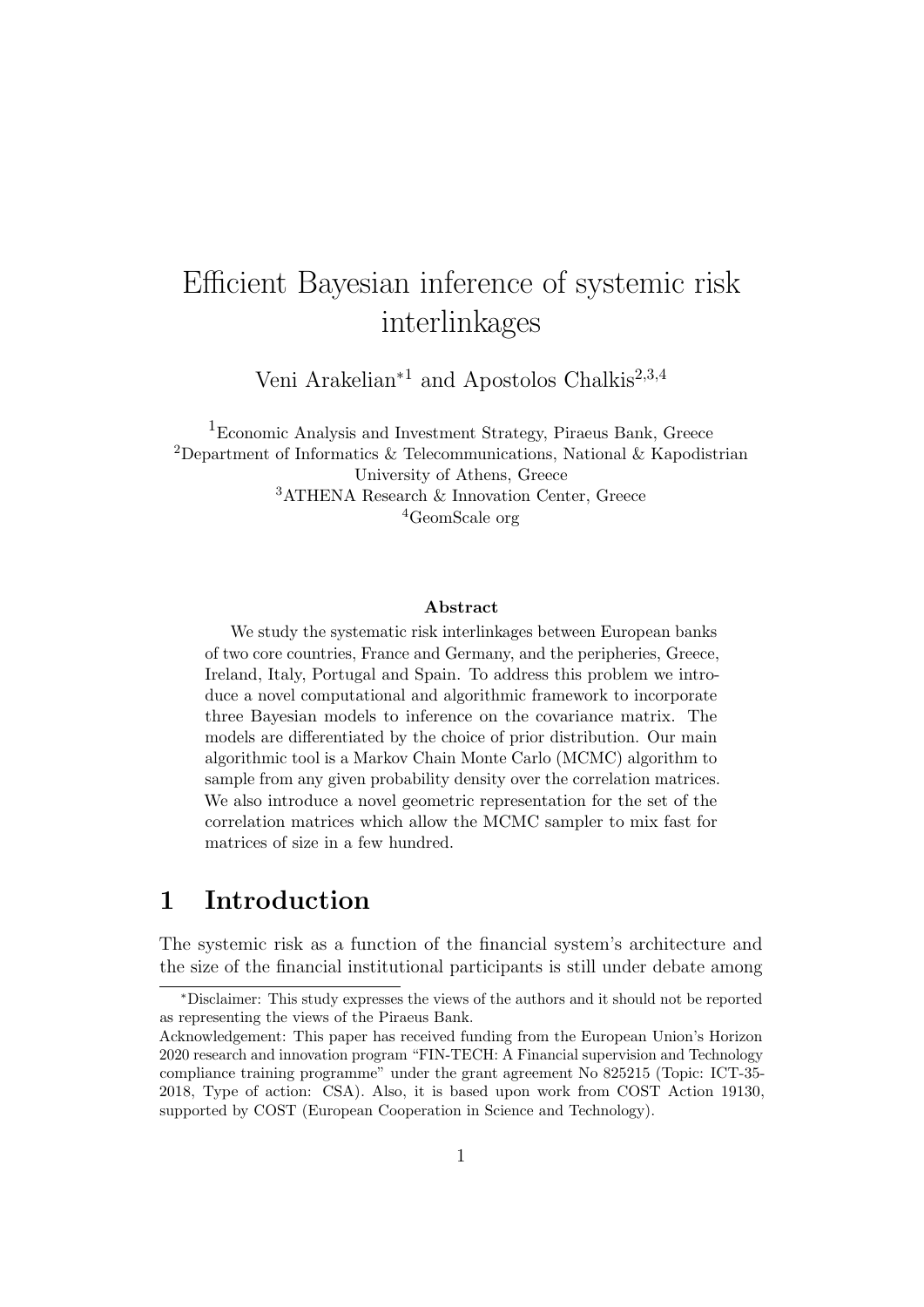# Efficient Bayesian inference of systemic risk interlinkages

Veni Arakelian*[1] and Apostolos Chalkis[2,3,4]

[1]Economic Analysis and Investment Strategy, Piraeus Bank, Greece
[2]Department of Informatics & Telecommunications, National & Kapodistrian University of Athens, Greece
[3]ATHENA Research & Innovation Center, Greece
[4]GeomScale org

**Abstract**

We study the systematic risk interlinkages between European banks of two core countries, France and Germany, and the peripheries, Greece, Ireland, Italy, Portugal and Spain. To address this problem we introduce a novel computational and algorithmic framework to incorporate three Bayesian models to inference on the covariance matrix. The models are differentiated by the choice of prior distribution. Our main algorithmic tool is a Markov Chain Monte Carlo (MCMC) algorithm to sample from any given probability density over the correlation matrices. We also introduce a novel geometric representation for the set of the correlation matrices which allow the MCMC sampler to mix fast for matrices of size in a few hundred.

## 1 Introduction

The systemic risk as a function of the financial system's architecture and the size of the financial institutional participants is still under debate among

*Disclaimer: This study expresses the views of the authors and it should not be reported as representing the views of the Piraeus Bank.
Acknowledgement: This paper has received funding from the European Union's Horizon 2020 research and innovation program "FIN-TECH: A Financial supervision and Technology compliance training programme" under the grant agreement No 825215 (Topic: ICT-35-2018, Type of action: CSA). Also, it is based upon work from COST Action 19130, supported by COST (European Cooperation in Science and Technology).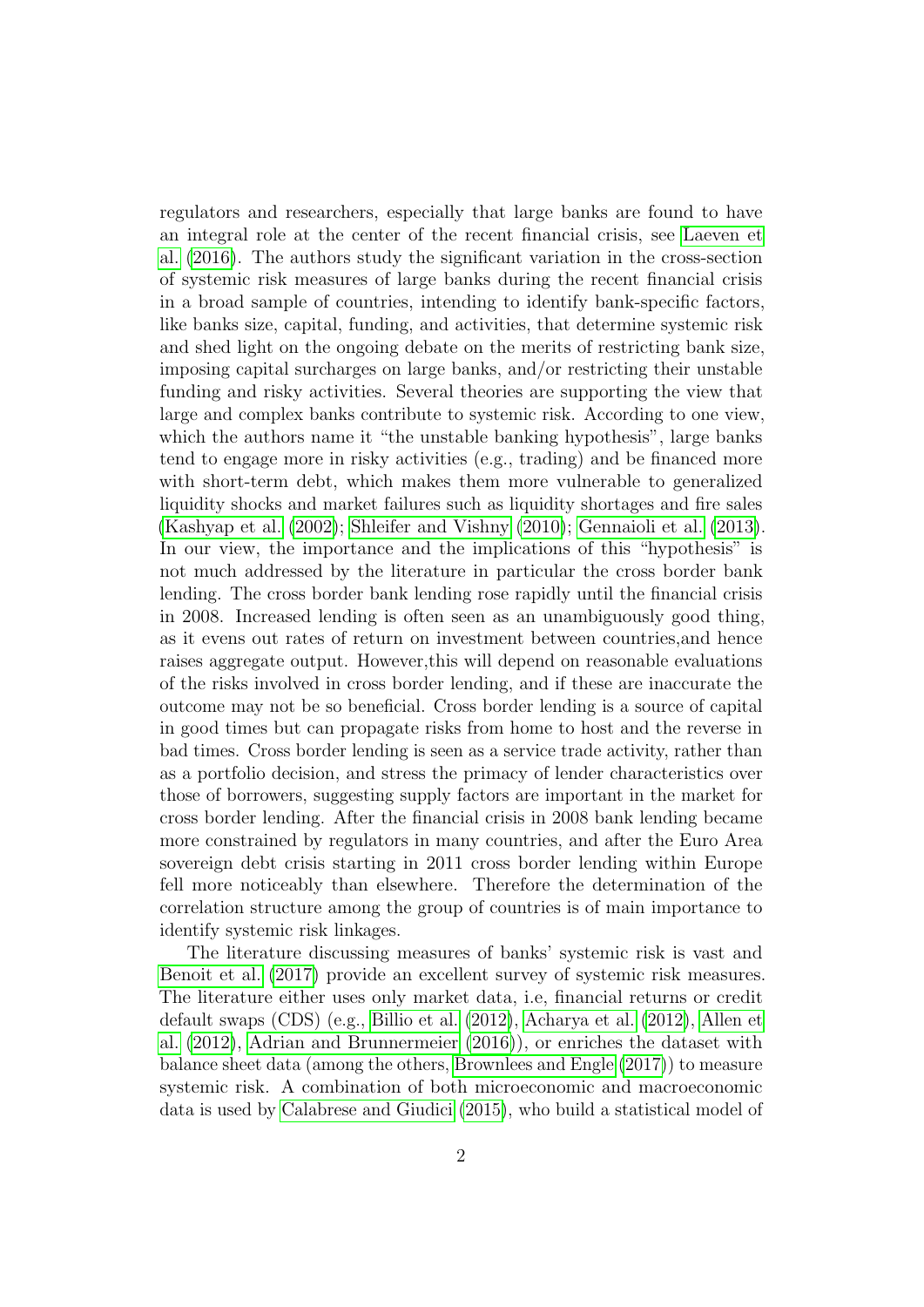regulators and researchers, especially that large banks are found to have an integral role at the center of the recent financial crisis, see Laeven et al. (2016). The authors study the significant variation in the cross-section of systemic risk measures of large banks during the recent financial crisis in a broad sample of countries, intending to identify bank-specific factors, like banks size, capital, funding, and activities, that determine systemic risk and shed light on the ongoing debate on the merits of restricting bank size, imposing capital surcharges on large banks, and/or restricting their unstable funding and risky activities. Several theories are supporting the view that large and complex banks contribute to systemic risk. According to one view, which the authors name it "the unstable banking hypothesis", large banks tend to engage more in risky activities (e.g., trading) and be financed more with short-term debt, which makes them more vulnerable to generalized liquidity shocks and market failures such as liquidity shortages and fire sales (Kashyap et al. (2002); Shleifer and Vishny (2010); Gennaioli et al. (2013). In our view, the importance and the implications of this "hypothesis" is not much addressed by the literature in particular the cross border bank lending. The cross border bank lending rose rapidly until the financial crisis in 2008. Increased lending is often seen as an unambiguously good thing, as it evens out rates of return on investment between countries,and hence raises aggregate output. However,this will depend on reasonable evaluations of the risks involved in cross border lending, and if these are inaccurate the outcome may not be so beneficial. Cross border lending is a source of capital in good times but can propagate risks from home to host and the reverse in bad times. Cross border lending is seen as a service trade activity, rather than as a portfolio decision, and stress the primacy of lender characteristics over those of borrowers, suggesting supply factors are important in the market for cross border lending. After the financial crisis in 2008 bank lending became more constrained by regulators in many countries, and after the Euro Area sovereign debt crisis starting in 2011 cross border lending within Europe fell more noticeably than elsewhere. Therefore the determination of the correlation structure among the group of countries is of main importance to identify systemic risk linkages.

The literature discussing measures of banks' systemic risk is vast and Benoit et al. (2017) provide an excellent survey of systemic risk measures. The literature either uses only market data, i.e, financial returns or credit default swaps (CDS) (e.g., Billio et al. (2012), Acharya et al. (2012), Allen et al. (2012), Adrian and Brunnermeier (2016)), or enriches the dataset with balance sheet data (among the others, Brownlees and Engle (2017)) to measure systemic risk. A combination of both microeconomic and macroeconomic data is used by Calabrese and Giudici (2015), who build a statistical model of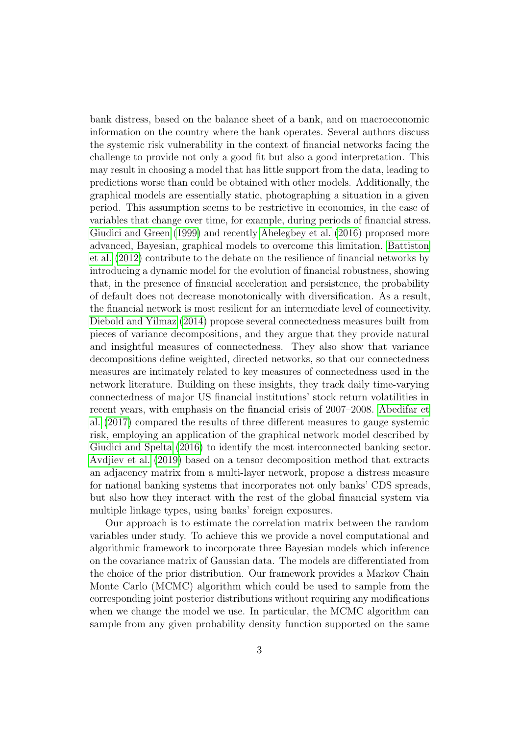bank distress, based on the balance sheet of a bank, and on macroeconomic information on the country where the bank operates. Several authors discuss the systemic risk vulnerability in the context of financial networks facing the challenge to provide not only a good fit but also a good interpretation. This may result in choosing a model that has little support from the data, leading to predictions worse than could be obtained with other models. Additionally, the graphical models are essentially static, photographing a situation in a given period. This assumption seems to be restrictive in economics, in the case of variables that change over time, for example, during periods of financial stress. Giudici and Green (1999) and recently Ahelegbey et al. (2016) proposed more advanced, Bayesian, graphical models to overcome this limitation. Battiston et al. (2012) contribute to the debate on the resilience of financial networks by introducing a dynamic model for the evolution of financial robustness, showing that, in the presence of financial acceleration and persistence, the probability of default does not decrease monotonically with diversification. As a result, the financial network is most resilient for an intermediate level of connectivity. Diebold and Yilmaz (2014) propose several connectedness measures built from pieces of variance decompositions, and they argue that they provide natural and insightful measures of connectedness. They also show that variance decompositions define weighted, directed networks, so that our connectedness measures are intimately related to key measures of connectedness used in the network literature. Building on these insights, they track daily time-varying connectedness of major US financial institutions' stock return volatilities in recent years, with emphasis on the financial crisis of 2007–2008. Abedifar et al. (2017) compared the results of three different measures to gauge systemic risk, employing an application of the graphical network model described by Giudici and Spelta (2016) to identify the most interconnected banking sector. Avdjiev et al. (2019) based on a tensor decomposition method that extracts an adjacency matrix from a multi-layer network, propose a distress measure for national banking systems that incorporates not only banks' CDS spreads, but also how they interact with the rest of the global financial system via multiple linkage types, using banks' foreign exposures.

Our approach is to estimate the correlation matrix between the random variables under study. To achieve this we provide a novel computational and algorithmic framework to incorporate three Bayesian models which inference on the covariance matrix of Gaussian data. The models are differentiated from the choice of the prior distribution. Our framework provides a Markov Chain Monte Carlo (MCMC) algorithm which could be used to sample from the corresponding joint posterior distributions without requiring any modifications when we change the model we use. In particular, the MCMC algorithm can sample from any given probability density function supported on the same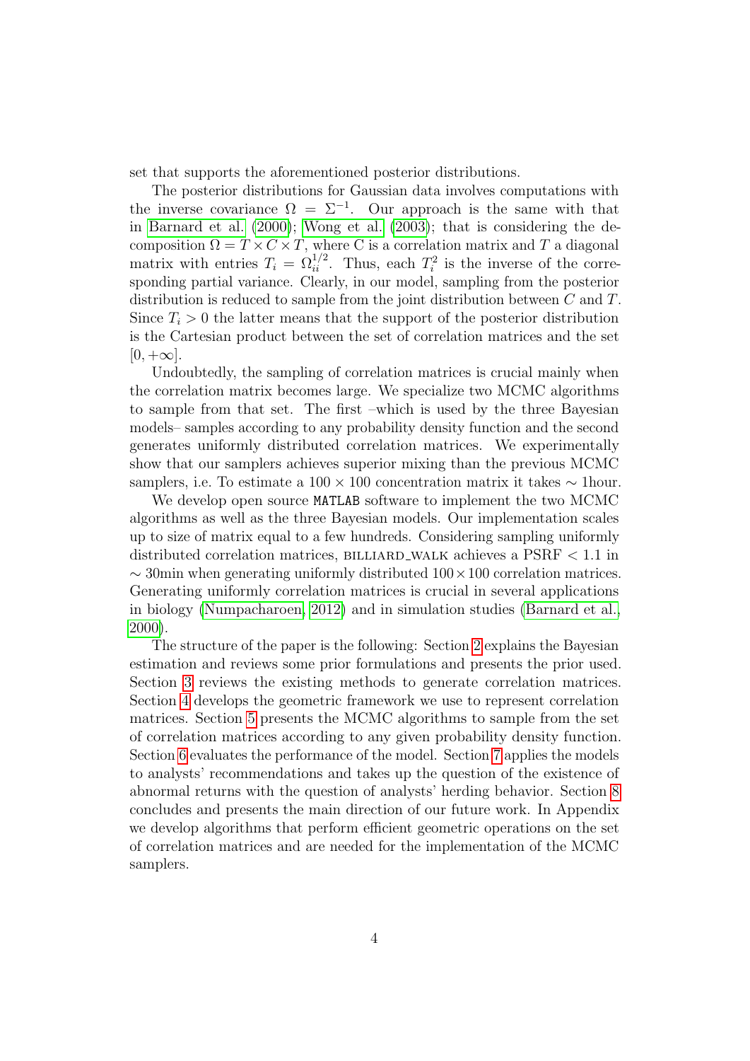set that supports the aforementioned posterior distributions.

The posterior distributions for Gaussian data involves computations with the inverse covariance $\Omega = \Sigma^{-1}$. Our approach is the same with that in Barnard et al. (2000); Wong et al. (2003); that is considering the decomposition $\Omega = T \times C \times T$, where C is a correlation matrix and $T$ a diagonal matrix with entries $T_i = \Omega_{ii}^{1/2}$. Thus, each $T_i^2$ is the inverse of the corresponding partial variance. Clearly, in our model, sampling from the posterior distribution is reduced to sample from the joint distribution between $C$ and $T$. Since $T_i > 0$ the latter means that the support of the posterior distribution is the Cartesian product between the set of correlation matrices and the set $[0, +\infty]$.

Undoubtedly, the sampling of correlation matrices is crucial mainly when the correlation matrix becomes large. We specialize two MCMC algorithms to sample from that set. The first –which is used by the three Bayesian models– samples according to any probability density function and the second generates uniformly distributed correlation matrices. We experimentally show that our samplers achieves superior mixing than the previous MCMC samplers, i.e. To estimate a $100 \times 100$ concentration matrix it takes $\sim$ 1hour.

We develop open source `MATLAB` software to implement the two MCMC algorithms as well as the three Bayesian models. Our implementation scales up to size of matrix equal to a few hundreds. Considering sampling uniformly distributed correlation matrices, BILLIARD_WALK achieves a PSRF $< 1.1$ in $\sim$ 30min when generating uniformly distributed $100 \times 100$ correlation matrices. Generating uniformly correlation matrices is crucial in several applications in biology (Numpacharoen, 2012) and in simulation studies (Barnard et al., 2000).

The structure of the paper is the following: Section 2 explains the Bayesian estimation and reviews some prior formulations and presents the prior used. Section 3 reviews the existing methods to generate correlation matrices. Section 4 develops the geometric framework we use to represent correlation matrices. Section 5 presents the MCMC algorithms to sample from the set of correlation matrices according to any given probability density function. Section 6 evaluates the performance of the model. Section 7 applies the models to analysts' recommendations and takes up the question of the existence of abnormal returns with the question of analysts' herding behavior. Section 8 concludes and presents the main direction of our future work. In Appendix we develop algorithms that perform efficient geometric operations on the set of correlation matrices and are needed for the implementation of the MCMC samplers.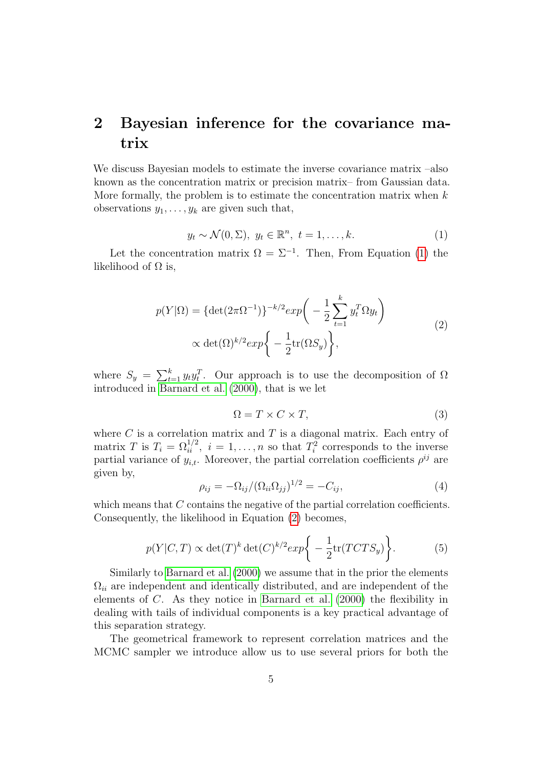## 2 Bayesian inference for the covariance matrix

We discuss Bayesian models to estimate the inverse covariance matrix –also known as the concentration matrix or precision matrix– from Gaussian data. More formally, the problem is to estimate the concentration matrix when $k$ observations $y_1, \ldots, y_k$ are given such that,

$$y_t \sim \mathcal{N}(0, \Sigma),\ y_t \in \mathbb{R}^n,\ t = 1, \ldots, k. \tag{1}$$

Let the concentration matrix $\Omega = \Sigma^{-1}$. Then, From Equation (1) the likelihood of $\Omega$ is,

$$\begin{aligned} p(Y|\Omega) &= \{\det(2\pi\Omega^{-1})\}^{-k/2} exp\bigg( -\frac{1}{2}\sum_{t=1}^{k} y_t^T \Omega y_t \bigg) \\ &\propto \det(\Omega)^{k/2} exp\bigg\{ -\frac{1}{2}\mathrm{tr}(\Omega S_y) \bigg\}, \end{aligned} \tag{2}$$

where $S_y = \sum_{t=1}^{k} y_t y_t^T$. Our approach is to use the decomposition of $\Omega$ introduced in Barnard et al. (2000), that is we let

$$\Omega = T \times C \times T, \tag{3}$$

where $C$ is a correlation matrix and $T$ is a diagonal matrix. Each entry of matrix $T$ is $T_i = \Omega_{ii}^{1/2},\ i = 1, \ldots, n$ so that $T_i^2$ corresponds to the inverse partial variance of $y_{i,t}$. Moreover, the partial correlation coefficients $\rho^{ij}$ are given by,

$$\rho_{ij} = -\Omega_{ij}/(\Omega_{ii}\Omega_{jj})^{1/2} = -C_{ij}, \tag{4}$$

which means that $C$ contains the negative of the partial correlation coefficients. Consequently, the likelihood in Equation (2) becomes,

$$p(Y|C, T) \propto \det(T)^k \det(C)^{k/2} exp\bigg\{ -\frac{1}{2}\mathrm{tr}(TCTS_y) \bigg\}. \tag{5}$$

Similarly to Barnard et al. (2000) we assume that in the prior the elements $\Omega_{ii}$ are independent and identically distributed, and are independent of the elements of $C$. As they notice in Barnard et al. (2000) the flexibility in dealing with tails of individual components is a key practical advantage of this separation strategy.

The geometrical framework to represent correlation matrices and the MCMC sampler we introduce allow us to use several priors for both the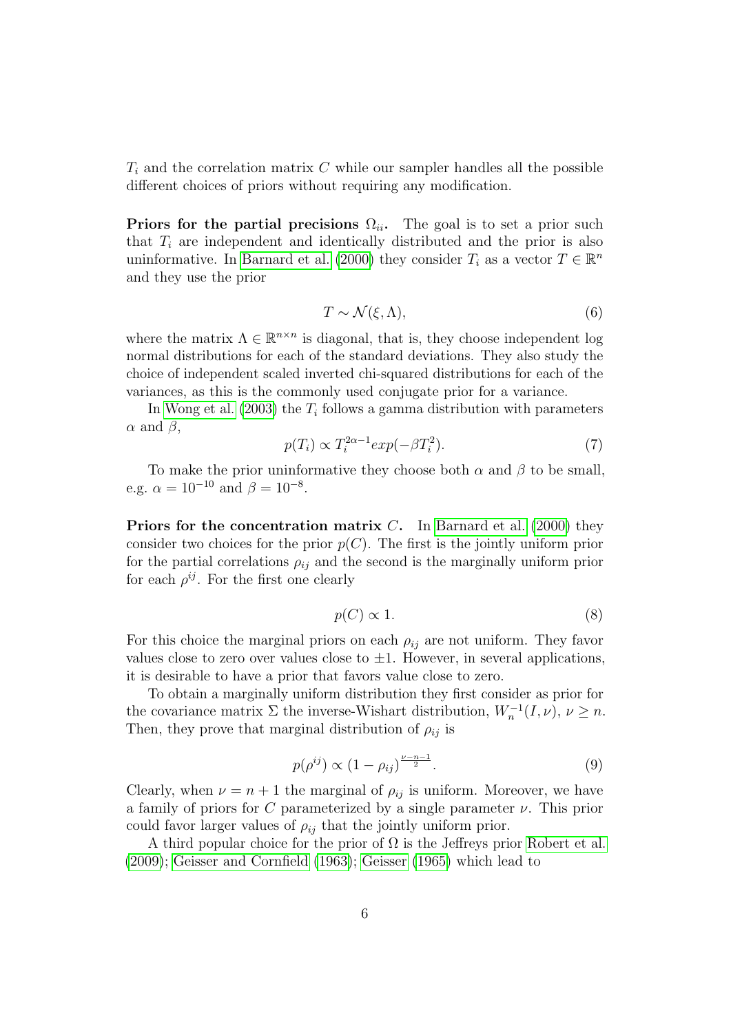$T_i$ and the correlation matrix $C$ while our sampler handles all the possible different choices of priors without requiring any modification.

**Priors for the partial precisions $\Omega_{ii}$.** The goal is to set a prior such that $T_i$ are independent and identically distributed and the prior is also uninformative. In Barnard et al. (2000) they consider $T_i$ as a vector $T \in \mathbb{R}^n$ and they use the prior

$$T \sim \mathcal{N}(\xi, \Lambda), \tag{6}$$

where the matrix $\Lambda \in \mathbb{R}^{n \times n}$ is diagonal, that is, they choose independent log normal distributions for each of the standard deviations. They also study the choice of independent scaled inverted chi-squared distributions for each of the variances, as this is the commonly used conjugate prior for a variance.

In Wong et al. (2003) the $T_i$ follows a gamma distribution with parameters $\alpha$ and $\beta$,

$$p(T_i) \propto T_i^{2\alpha-1} exp(-\beta T_i^2). \tag{7}$$

To make the prior uninformative they choose both $\alpha$ and $\beta$ to be small, e.g. $\alpha = 10^{-10}$ and $\beta = 10^{-8}$.

**Priors for the concentration matrix $C$.** In Barnard et al. (2000) they consider two choices for the prior $p(C)$. The first is the jointly uniform prior for the partial correlations $\rho_{ij}$ and the second is the marginally uniform prior for each $\rho^{ij}$. For the first one clearly

$$p(C) \propto 1. \tag{8}$$

For this choice the marginal priors on each $\rho_{ij}$ are not uniform. They favor values close to zero over values close to $\pm 1$. However, in several applications, it is desirable to have a prior that favors value close to zero.

To obtain a marginally uniform distribution they first consider as prior for the covariance matrix $\Sigma$ the inverse-Wishart distribution, $W_n^{-1}(I, \nu)$, $\nu \geq n$. Then, they prove that marginal distribution of $\rho_{ij}$ is

$$p(\rho^{ij}) \propto (1 - \rho_{ij})^{\frac{\nu-n-1}{2}}. \tag{9}$$

Clearly, when $\nu = n + 1$ the marginal of $\rho_{ij}$ is uniform. Moreover, we have a family of priors for $C$ parameterized by a single parameter $\nu$. This prior could favor larger values of $\rho_{ij}$ that the jointly uniform prior.

A third popular choice for the prior of $\Omega$ is the Jeffreys prior Robert et al. (2009); Geisser and Cornfield (1963); Geisser (1965) which lead to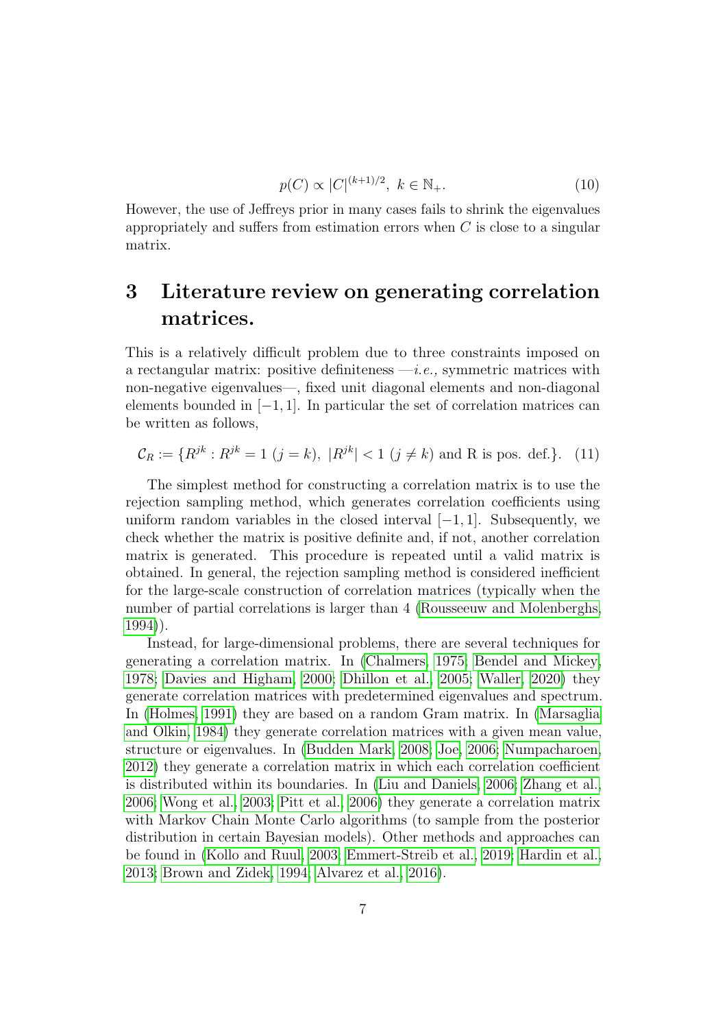$$p(C) \propto |C|^{(k+1)/2}, \; k \in \mathbb{N}_{+}. \tag{10}$$

However, the use of Jeffreys prior in many cases fails to shrink the eigenvalues appropriately and suffers from estimation errors when $C$ is close to a singular matrix.

# 3 Literature review on generating correlation matrices.

This is a relatively difficult problem due to three constraints imposed on a rectangular matrix: positive definiteness —*i.e.,* symmetric matrices with non-negative eigenvalues—, fixed unit diagonal elements and non-diagonal elements bounded in $[-1, 1]$. In particular the set of correlation matrices can be written as follows,

$$\mathcal{C}_R := \{R^{jk} : R^{jk} = 1 \; (j = k), \; |R^{jk}| < 1 \; (j \neq k) \text{ and R is pos. def.}\}. \tag{11}$$

The simplest method for constructing a correlation matrix is to use the rejection sampling method, which generates correlation coefficients using uniform random variables in the closed interval $[-1, 1]$. Subsequently, we check whether the matrix is positive definite and, if not, another correlation matrix is generated. This procedure is repeated until a valid matrix is obtained. In general, the rejection sampling method is considered inefficient for the large-scale construction of correlation matrices (typically when the number of partial correlations is larger than 4 (Rousseeuw and Molenberghs, 1994)).

Instead, for large-dimensional problems, there are several techniques for generating a correlation matrix. In (Chalmers, 1975; Bendel and Mickey, 1978; Davies and Higham, 2000; Dhillon et al., 2005; Waller, 2020) they generate correlation matrices with predetermined eigenvalues and spectrum. In (Holmes, 1991) they are based on a random Gram matrix. In (Marsaglia and Olkin, 1984) they generate correlation matrices with a given mean value, structure or eigenvalues. In (Budden Mark, 2008; Joe, 2006; Numpacharoen, 2012) they generate a correlation matrix in which each correlation coefficient is distributed within its boundaries. In (Liu and Daniels, 2006; Zhang et al., 2006; Wong et al., 2003; Pitt et al., 2006) they generate a correlation matrix with Markov Chain Monte Carlo algorithms (to sample from the posterior distribution in certain Bayesian models). Other methods and approaches can be found in (Kollo and Ruul, 2003; Emmert-Streib et al., 2019; Hardin et al., 2013; Brown and Zidek, 1994; Alvarez et al., 2016).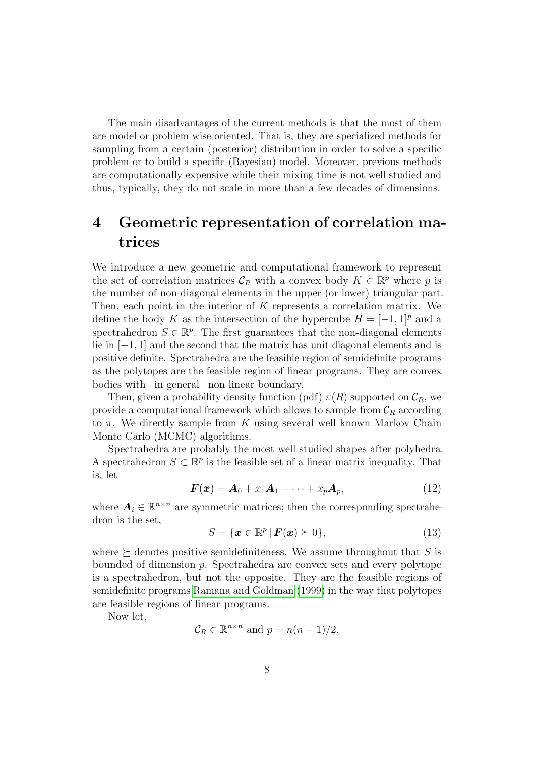The main disadvantages of the current methods is that the most of them are model or problem wise oriented. That is, they are specialized methods for sampling from a certain (posterior) distribution in order to solve a specific problem or to build a specific (Bayesian) model. Moreover, previous methods are computationally expensive while their mixing time is not well studied and thus, typically, they do not scale in more than a few decades of dimensions.

# 4 Geometric representation of correlation matrices

We introduce a new geometric and computational framework to represent the set of correlation matrices $\mathcal{C}_R$ with a convex body $K \in \mathbb{R}^p$ where $p$ is the number of non-diagonal elements in the upper (or lower) triangular part. Then, each point in the interior of $K$ represents a correlation matrix. We define the body $K$ as the intersection of the hypercube $H = [-1, 1]^p$ and a spectrahedron $S \in \mathbb{R}^p$. The first guarantees that the non-diagonal elements lie in $[-1, 1]$ and the second that the matrix has unit diagonal elements and is positive definite. Spectrahedra are the feasible region of semidefinite programs as the polytopes are the feasible region of linear programs. They are convex bodies with –in general– non linear boundary.

Then, given a probability density function (pdf) $\pi(R)$ supported on $\mathcal{C}_R$, we provide a computational framework which allows to sample from $\mathcal{C}_R$ according to $\pi$. We directly sample from $K$ using several well known Markov Chain Monte Carlo (MCMC) algorithms.

Spectrahedra are probably the most well studied shapes after polyhedra. A spectrahedron $S \subset \mathbb{R}^p$ is the feasible set of a linear matrix inequality. That is, let

$$\boldsymbol{F}(\boldsymbol{x}) = \boldsymbol{A}_0 + x_1 \boldsymbol{A}_1 + \cdots + x_p \boldsymbol{A}_p, \tag{12}$$

where $\boldsymbol{A}_i \in \mathbb{R}^{n \times n}$ are symmetric matrices; then the corresponding spectrahedron is the set,

$$S = \{\boldsymbol{x} \in \mathbb{R}^p \mid \boldsymbol{F}(\boldsymbol{x}) \succeq 0\}, \tag{13}$$

where $\succeq$ denotes positive semidefiniteness. We assume throughout that $S$ is bounded of dimension $p$. Spectrahedra are convex sets and every polytope is a spectrahedron, but not the opposite. They are the feasible regions of semidefinite programs Ramana and Goldman (1999) in the way that polytopes are feasible regions of linear programs.

Now let,

$$\mathcal{C}_R \in \mathbb{R}^{n \times n} \text{ and } p = n(n-1)/2.$$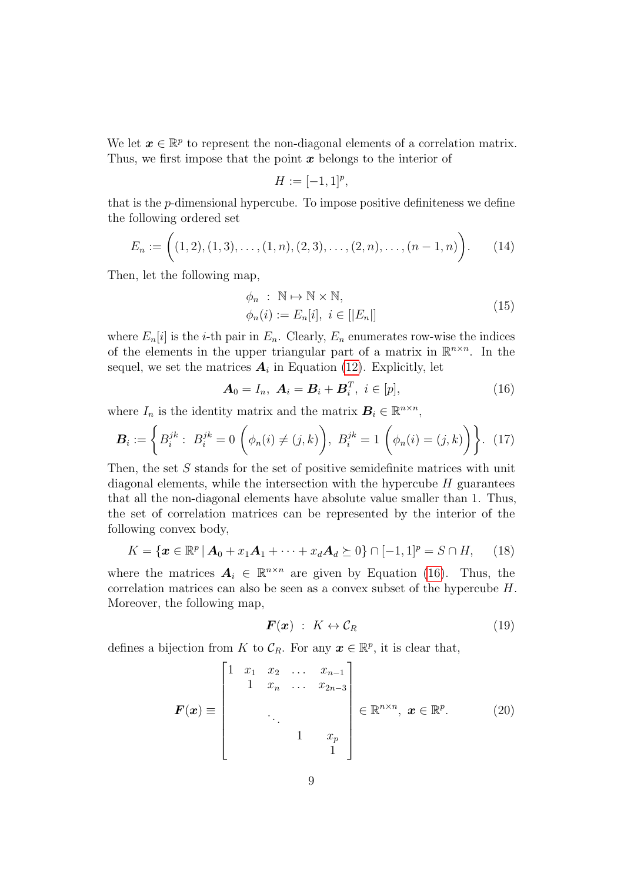We let $\boldsymbol{x} \in \mathbb{R}^p$ to represent the non-diagonal elements of a correlation matrix. Thus, we first impose that the point $\boldsymbol{x}$ belongs to the interior of

$$H := [-1, 1]^p,$$

that is the $p$-dimensional hypercube. To impose positive definiteness we define the following ordered set

$$E_n := \Big( (1,2), (1,3), \ldots, (1,n), (2,3), \ldots, (2,n), \ldots, (n-1,n) \Big). \tag{14}$$

Then, let the following map,

$$\begin{aligned} &\phi_n \;:\; \mathbb{N} \mapsto \mathbb{N} \times \mathbb{N}, \\ &\phi_n(i) := E_n[i], \; i \in [|E_n|] \end{aligned} \tag{15}$$

where $E_n[i]$ is the $i$-th pair in $E_n$. Clearly, $E_n$ enumerates row-wise the indices of the elements in the upper triangular part of a matrix in $\mathbb{R}^{n \times n}$. In the sequel, we set the matrices $\boldsymbol{A}_i$ in Equation (12). Explicitly, let

$$\boldsymbol{A}_0 = I_n, \; \boldsymbol{A}_i = \boldsymbol{B}_i + \boldsymbol{B}_i^T, \; i \in [p], \tag{16}$$

where $I_n$ is the identity matrix and the matrix $\boldsymbol{B}_i \in \mathbb{R}^{n \times n}$,

$$\boldsymbol{B}_i := \left\{ B_i^{jk} : \; B_i^{jk} = 0 \; \Big( \phi_n(i) \neq (j,k) \Big), \; B_i^{jk} = 1 \; \Big( \phi_n(i) = (j,k) \Big) \right\}. \tag{17}$$

Then, the set $S$ stands for the set of positive semidefinite matrices with unit diagonal elements, while the intersection with the hypercube $H$ guarantees that all the non-diagonal elements have absolute value smaller than 1. Thus, the set of correlation matrices can be represented by the interior of the following convex body,

$$K = \{ \boldsymbol{x} \in \mathbb{R}^p \,|\, \boldsymbol{A}_0 + x_1 \boldsymbol{A}_1 + \cdots + x_d \boldsymbol{A}_d \succeq 0 \} \cap [-1,1]^p = S \cap H, \tag{18}$$

where the matrices $\boldsymbol{A}_i \in \mathbb{R}^{n \times n}$ are given by Equation (16). Thus, the correlation matrices can also be seen as a convex subset of the hypercube $H$. Moreover, the following map,

$$\boldsymbol{F}(\boldsymbol{x}) \;:\; K \leftrightarrow \mathcal{C}_R \tag{19}$$

defines a bijection from $K$ to $\mathcal{C}_R$. For any $\boldsymbol{x} \in \mathbb{R}^p$, it is clear that,

$$\boldsymbol{F}(\boldsymbol{x}) \equiv \begin{bmatrix} 1 & x_1 & x_2 & \ldots & x_{n-1} \\ & 1 & x_n & \ldots & x_{2n-3} \\ & & \ddots & & \\ & & & 1 & x_p \\ & & & & 1 \end{bmatrix} \in \mathbb{R}^{n \times n}, \; \boldsymbol{x} \in \mathbb{R}^p. \tag{20}$$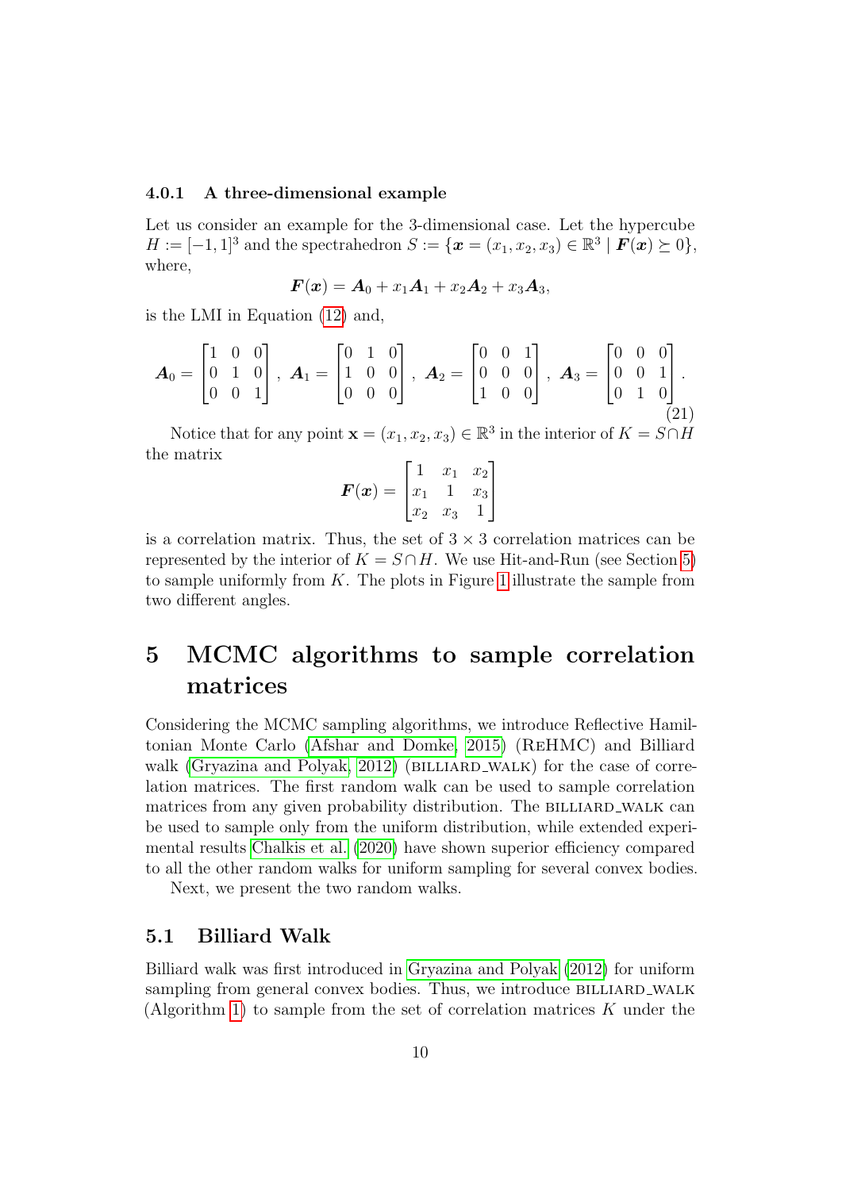#### 4.0.1 A three-dimensional example

Let us consider an example for the 3-dimensional case. Let the hypercube $H := [-1, 1]^3$ and the spectrahedron $S := \{\boldsymbol{x} = (x_1, x_2, x_3) \in \mathbb{R}^3 \mid \boldsymbol{F}(\boldsymbol{x}) \succeq 0\}$, where,

$$\boldsymbol{F}(\boldsymbol{x}) = \boldsymbol{A}_0 + x_1\boldsymbol{A}_1 + x_2\boldsymbol{A}_2 + x_3\boldsymbol{A}_3,$$

is the LMI in Equation (12) and,

$$\boldsymbol{A}_0 = \begin{bmatrix} 1 & 0 & 0 \\ 0 & 1 & 0 \\ 0 & 0 & 1 \end{bmatrix},\ \boldsymbol{A}_1 = \begin{bmatrix} 0 & 1 & 0 \\ 1 & 0 & 0 \\ 0 & 0 & 0 \end{bmatrix},\ \boldsymbol{A}_2 = \begin{bmatrix} 0 & 0 & 1 \\ 0 & 0 & 0 \\ 1 & 0 & 0 \end{bmatrix},\ \boldsymbol{A}_3 = \begin{bmatrix} 0 & 0 & 0 \\ 0 & 0 & 1 \\ 0 & 1 & 0 \end{bmatrix}. \tag{21}$$

Notice that for any point $\mathbf{x} = (x_1, x_2, x_3) \in \mathbb{R}^3$ in the interior of $K = S \cap H$ the matrix

$$\boldsymbol{F}(\boldsymbol{x}) = \begin{bmatrix} 1 & x_1 & x_2 \\ x_1 & 1 & x_3 \\ x_2 & x_3 & 1 \end{bmatrix}$$

is a correlation matrix. Thus, the set of $3 \times 3$ correlation matrices can be represented by the interior of $K = S \cap H$. We use Hit-and-Run (see Section 5) to sample uniformly from $K$. The plots in Figure 1 illustrate the sample from two different angles.

# 5 MCMC algorithms to sample correlation matrices

Considering the MCMC sampling algorithms, we introduce Reflective Hamiltonian Monte Carlo (Afshar and Domke, 2015) (ReHMC) and Billiard walk (Gryazina and Polyak, 2012) (BILLIARD_WALK) for the case of correlation matrices. The first random walk can be used to sample correlation matrices from any given probability distribution. The BILLIARD_WALK can be used to sample only from the uniform distribution, while extended experimental results Chalkis et al. (2020) have shown superior efficiency compared to all the other random walks for uniform sampling for several convex bodies.

Next, we present the two random walks.

## 5.1 Billiard Walk

Billiard walk was first introduced in Gryazina and Polyak (2012) for uniform sampling from general convex bodies. Thus, we introduce BILLIARD_WALK (Algorithm 1) to sample from the set of correlation matrices $K$ under the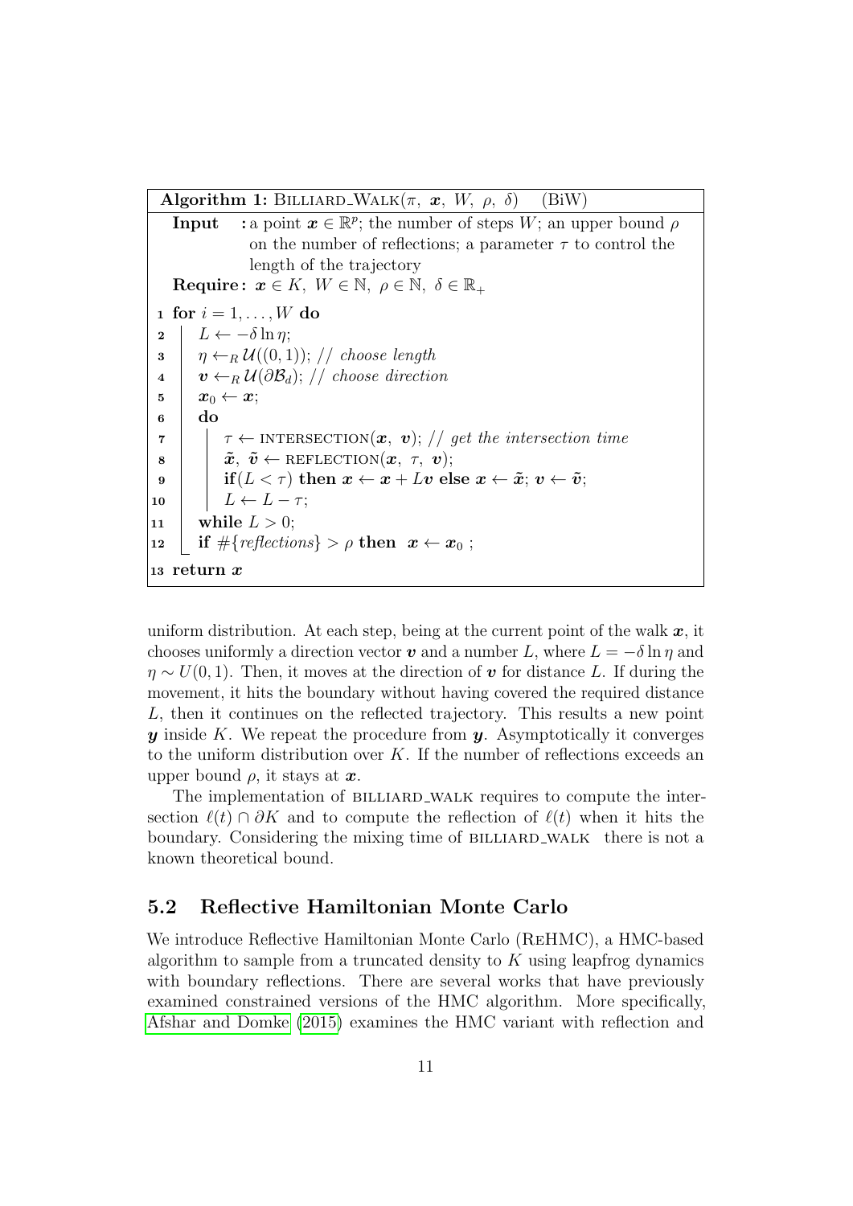**Algorithm 1:** BILLIARD_WALK($\pi$, $\boldsymbol{x}$, $W$, $\rho$, $\delta$) (BiW)

```
Input   : a point x ∈ R^p; the number of steps W; an upper bound ρ
          on the number of reflections; a parameter τ to control the
          length of the trajectory
Require : x ∈ K, W ∈ N, ρ ∈ N, δ ∈ R_+
1  for i = 1, ..., W do
2      L ← −δ ln η;
3      η ←_R U((0,1)); // choose length
4      v ←_R U(∂B_d); // choose direction
5      x_0 ← x;
6      do
7          τ ← INTERSECTION(x, v); // get the intersection time
8          x̃, ṽ ← REFLECTION(x, τ, v);
9          if(L < τ) then x ← x + Lv else x ← x̃; v ← ṽ;
10         L ← L − τ;
11     while L > 0;
12     if #{reflections} > ρ then x ← x_0 ;
13 return x
```

uniform distribution. At each step, being at the current point of the walk $\boldsymbol{x}$, it chooses uniformly a direction vector $\boldsymbol{v}$ and a number $L$, where $L = -\delta \ln \eta$ and $\eta \sim U(0,1)$. Then, it moves at the direction of $\boldsymbol{v}$ for distance $L$. If during the movement, it hits the boundary without having covered the required distance $L$, then it continues on the reflected trajectory. This results a new point $\boldsymbol{y}$ inside $K$. We repeat the procedure from $\boldsymbol{y}$. Asymptotically it converges to the uniform distribution over $K$. If the number of reflections exceeds an upper bound $\rho$, it stays at $\boldsymbol{x}$.

The implementation of BILLIARD_WALK requires to compute the intersection $\ell(t) \cap \partial K$ and to compute the reflection of $\ell(t)$ when it hits the boundary. Considering the mixing time of BILLIARD_WALK there is not a known theoretical bound.

## 5.2 Reflective Hamiltonian Monte Carlo

We introduce Reflective Hamiltonian Monte Carlo (ReHMC), a HMC-based algorithm to sample from a truncated density to $K$ using leapfrog dynamics with boundary reflections. There are several works that have previously examined constrained versions of the HMC algorithm. More specifically, Afshar and Domke (2015) examines the HMC variant with reflection and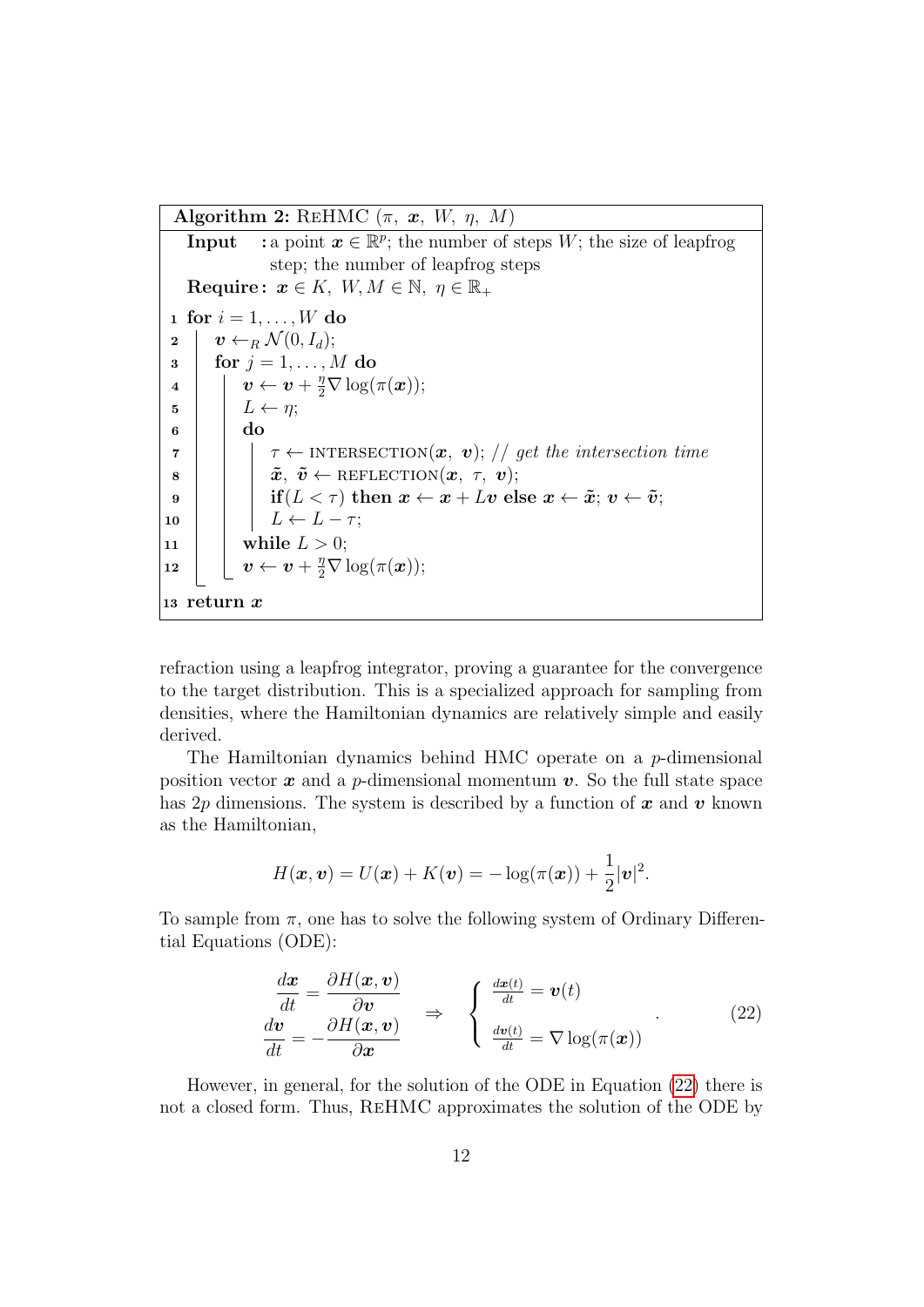**Algorithm 2:** ReHMC ($\pi$, $\boldsymbol{x}$, $W$, $\eta$, $M$)

**Input** : a point $\boldsymbol{x} \in \mathbb{R}^p$; the number of steps $W$; the size of leapfrog step; the number of leapfrog steps

**Require :** $\boldsymbol{x} \in K,\ W, M \in \mathbb{N},\ \eta \in \mathbb{R}_+$

```
1  for i = 1, ..., W do
2      v ←_R N(0, I_d);
3      for j = 1, ..., M do
4          v ← v + (η/2) ∇ log(π(x));
5          L ← η;
6          do
7              τ ← INTERSECTION(x, v); // get the intersection time
8              x̃, ṽ ← REFLECTION(x, τ, v);
9              if(L < τ) then x ← x + Lv else x ← x̃; v ← ṽ;
10             L ← L − τ;
11         while L > 0;
12         v ← v + (η/2) ∇ log(π(x));
13 return x
```

refraction using a leapfrog integrator, proving a guarantee for the convergence to the target distribution. This is a specialized approach for sampling from densities, where the Hamiltonian dynamics are relatively simple and easily derived.

The Hamiltonian dynamics behind HMC operate on a $p$-dimensional position vector $\boldsymbol{x}$ and a $p$-dimensional momentum $\boldsymbol{v}$. So the full state space has $2p$ dimensions. The system is described by a function of $\boldsymbol{x}$ and $\boldsymbol{v}$ known as the Hamiltonian,

$$H(\boldsymbol{x}, \boldsymbol{v}) = U(\boldsymbol{x}) + K(\boldsymbol{v}) = -\log(\pi(\boldsymbol{x})) + \frac{1}{2}|\boldsymbol{v}|^2.$$

To sample from $\pi$, one has to solve the following system of Ordinary Differential Equations (ODE):

$$\begin{aligned} \frac{d\boldsymbol{x}}{dt} &= \frac{\partial H(\boldsymbol{x}, \boldsymbol{v})}{\partial \boldsymbol{v}} \\ \frac{d\boldsymbol{v}}{dt} &= -\frac{\partial H(\boldsymbol{x}, \boldsymbol{v})}{\partial \boldsymbol{x}} \end{aligned} \quad \Rightarrow \quad \begin{cases} \frac{d\boldsymbol{x}(t)}{dt} = \boldsymbol{v}(t) \\ \frac{d\boldsymbol{v}(t)}{dt} = \nabla \log(\pi(\boldsymbol{x})) \end{cases}. \tag{22}$$

However, in general, for the solution of the ODE in Equation (22) there is not a closed form. Thus, ReHMC approximates the solution of the ODE by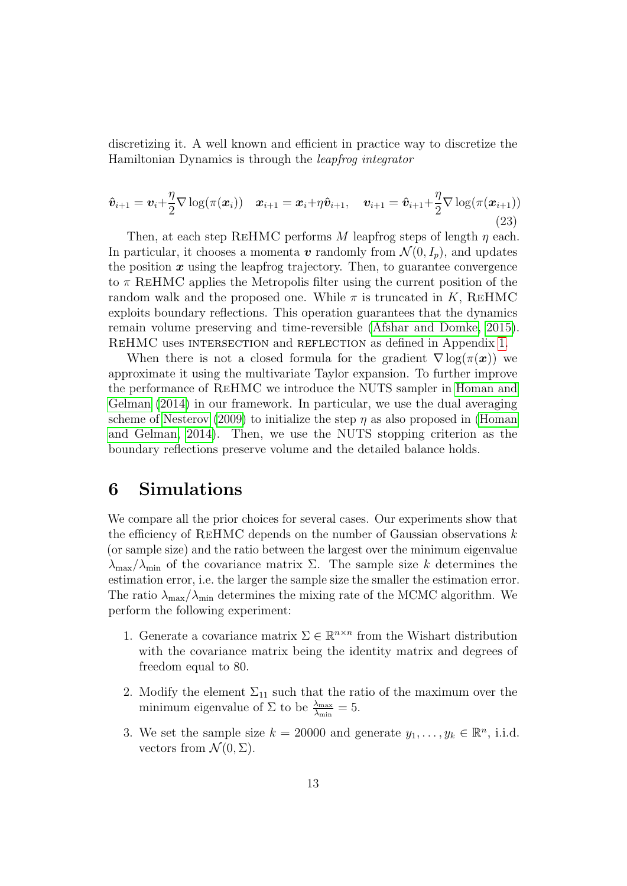discretizing it. A well known and efficient in practice way to discretize the Hamiltonian Dynamics is through the *leapfrog integrator*

$$\hat{\boldsymbol{v}}_{i+1} = \boldsymbol{v}_i + \frac{\eta}{2}\nabla \log(\pi(\boldsymbol{x}_i)) \quad \boldsymbol{x}_{i+1} = \boldsymbol{x}_i + \eta \hat{\boldsymbol{v}}_{i+1}, \quad \boldsymbol{v}_{i+1} = \hat{\boldsymbol{v}}_{i+1} + \frac{\eta}{2}\nabla \log(\pi(\boldsymbol{x}_{i+1})) \tag{23}$$

Then, at each step ReHMC performs $M$ leapfrog steps of length $\eta$ each. In particular, it chooses a momenta $\boldsymbol{v}$ randomly from $\mathcal{N}(0, I_p)$, and updates the position $\boldsymbol{x}$ using the leapfrog trajectory. Then, to guarantee convergence to $\pi$ ReHMC applies the Metropolis filter using the current position of the random walk and the proposed one. While $\pi$ is truncated in $K$, ReHMC exploits boundary reflections. This operation guarantees that the dynamics remain volume preserving and time-reversible (Afshar and Domke, 2015). ReHMC uses intersection and reflection as defined in Appendix 1.

When there is not a closed formula for the gradient $\nabla \log(\pi(\boldsymbol{x}))$ we approximate it using the multivariate Taylor expansion. To further improve the performance of ReHMC we introduce the NUTS sampler in Homan and Gelman (2014) in our framework. In particular, we use the dual averaging scheme of Nesterov (2009) to initialize the step $\eta$ as also proposed in (Homan and Gelman, 2014). Then, we use the NUTS stopping criterion as the boundary reflections preserve volume and the detailed balance holds.

# 6 Simulations

We compare all the prior choices for several cases. Our experiments show that the efficiency of ReHMC depends on the number of Gaussian observations $k$ (or sample size) and the ratio between the largest over the minimum eigenvalue $\lambda_{\max}/\lambda_{\min}$ of the covariance matrix $\Sigma$. The sample size $k$ determines the estimation error, i.e. the larger the sample size the smaller the estimation error. The ratio $\lambda_{\max}/\lambda_{\min}$ determines the mixing rate of the MCMC algorithm. We perform the following experiment:

1. Generate a covariance matrix $\Sigma \in \mathbb{R}^{n\times n}$ from the Wishart distribution with the covariance matrix being the identity matrix and degrees of freedom equal to 80.
2. Modify the element $\Sigma_{11}$ such that the ratio of the maximum over the minimum eigenvalue of $\Sigma$ to be $\frac{\lambda_{\max}}{\lambda_{\min}} = 5$.
3. We set the sample size $k = 20000$ and generate $y_1, \ldots, y_k \in \mathbb{R}^n$, i.i.d. vectors from $\mathcal{N}(0, \Sigma)$.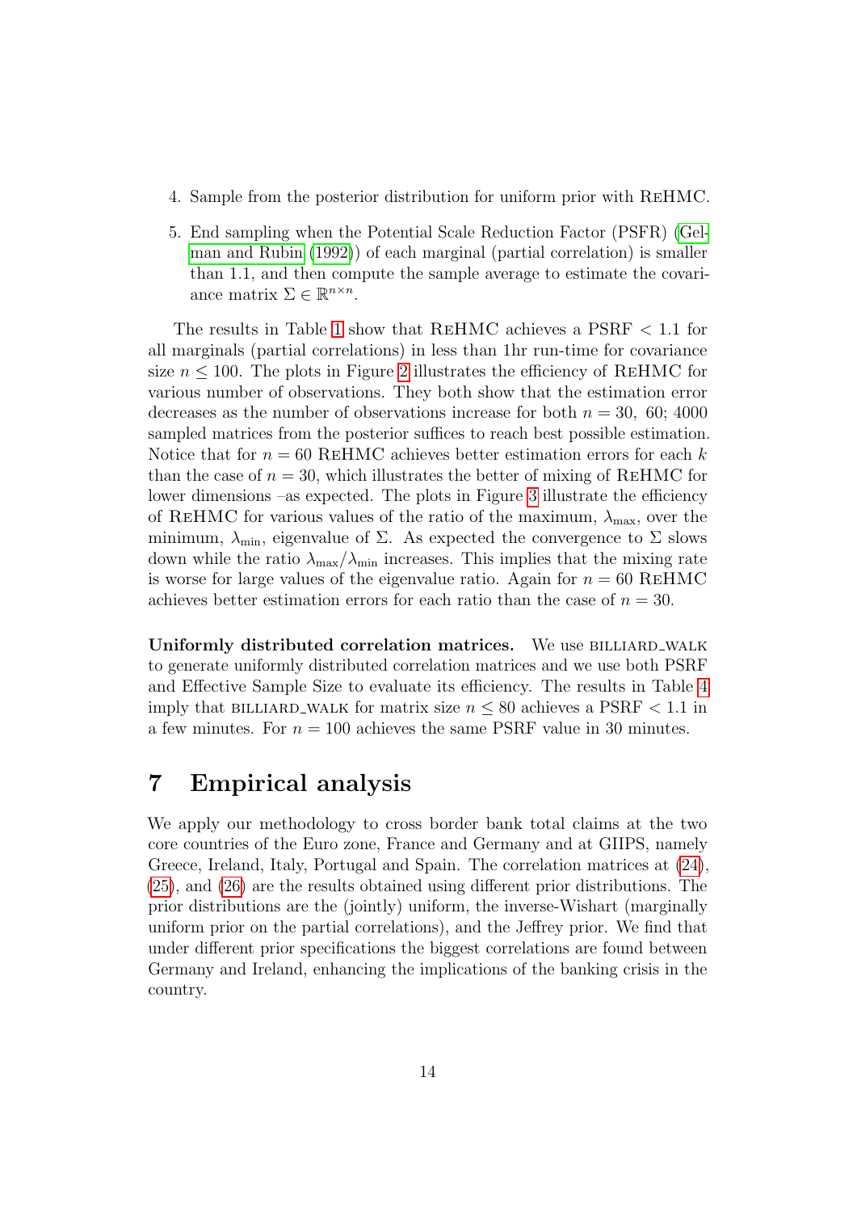4. Sample from the posterior distribution for uniform prior with ReHMC.

5. End sampling when the Potential Scale Reduction Factor (PSFR) (Gelman and Rubin (1992)) of each marginal (partial correlation) is smaller than 1.1, and then compute the sample average to estimate the covariance matrix $\Sigma \in \mathbb{R}^{n \times n}$.

The results in Table 1 show that ReHMC achieves a PSRF $< 1.1$ for all marginals (partial correlations) in less than 1hr run-time for covariance size $n \leq 100$. The plots in Figure 2 illustrates the efficiency of ReHMC for various number of observations. They both show that the estimation error decreases as the number of observations increase for both $n = 30,\ 60$; 4000 sampled matrices from the posterior suffices to reach best possible estimation. Notice that for $n = 60$ ReHMC achieves better estimation errors for each $k$ than the case of $n = 30$, which illustrates the better of mixing of ReHMC for lower dimensions –as expected. The plots in Figure 3 illustrate the efficiency of ReHMC for various values of the ratio of the maximum, $\lambda_{\max}$, over the minimum, $\lambda_{\min}$, eigenvalue of $\Sigma$. As expected the convergence to $\Sigma$ slows down while the ratio $\lambda_{\max}/\lambda_{\min}$ increases. This implies that the mixing rate is worse for large values of the eigenvalue ratio. Again for $n = 60$ ReHMC achieves better estimation errors for each ratio than the case of $n = 30$.

**Uniformly distributed correlation matrices.** We use BILLIARD_WALK to generate uniformly distributed correlation matrices and we use both PSRF and Effective Sample Size to evaluate its efficiency. The results in Table 4 imply that BILLIARD_WALK for matrix size $n \leq 80$ achieves a PSRF $< 1.1$ in a few minutes. For $n = 100$ achieves the same PSRF value in 30 minutes.

# 7 Empirical analysis

We apply our methodology to cross border bank total claims at the two core countries of the Euro zone, France and Germany and at GIIPS, namely Greece, Ireland, Italy, Portugal and Spain. The correlation matrices at (24), (25), and (26) are the results obtained using different prior distributions. The prior distributions are the (jointly) uniform, the inverse-Wishart (marginally uniform prior on the partial correlations), and the Jeffrey prior. We find that under different prior specifications the biggest correlations are found between Germany and Ireland, enhancing the implications of the banking crisis in the country.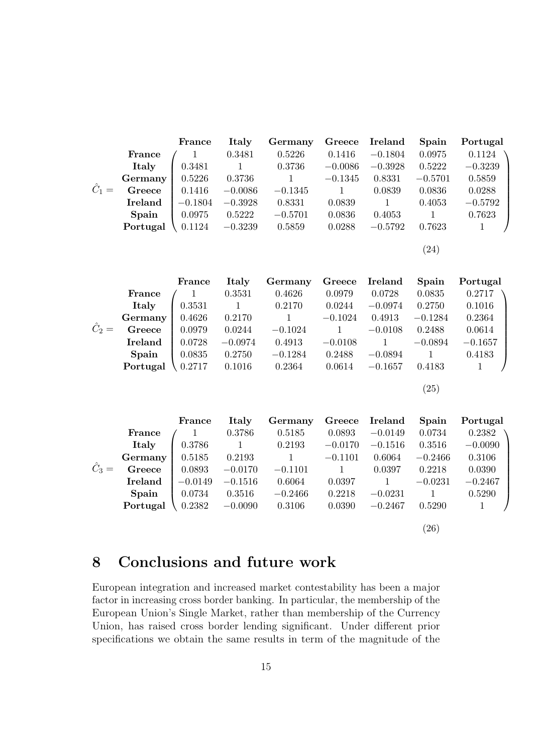$$\hat{C}_1 = \begin{array}{c} \\ \textbf{France} \\ \textbf{Italy} \\ \textbf{Germany} \\ \textbf{Greece} \\ \textbf{Ireland} \\ \textbf{Spain} \\ \textbf{Portugal} \end{array} \begin{array}{c} \begin{array}{ccccccc} \textbf{France} & \textbf{Italy} & \textbf{Germany} & \textbf{Greece} & \textbf{Ireland} & \textbf{Spain} & \textbf{Portugal} \end{array} \\ \left( \begin{array}{ccccccc} 1 & 0.3481 & 0.5226 & 0.1416 & -0.1804 & 0.0975 & 0.1124 \\ 0.3481 & 1 & 0.3736 & -0.0086 & -0.3928 & 0.5222 & -0.3239 \\ 0.5226 & 0.3736 & 1 & -0.1345 & 0.8331 & -0.5701 & 0.5859 \\ 0.1416 & -0.0086 & -0.1345 & 1 & 0.0839 & 0.0836 & 0.0288 \\ -0.1804 & -0.3928 & 0.8331 & 0.0839 & 1 & 0.4053 & -0.5792 \\ 0.0975 & 0.5222 & -0.5701 & 0.0836 & 0.4053 & 1 & 0.7623 \\ 0.1124 & -0.3239 & 0.5859 & 0.0288 & -0.5792 & 0.7623 & 1 \end{array} \right) \end{array} \tag{24}$$

$$\hat{C}_2 = \begin{array}{c} \\ \textbf{France} \\ \textbf{Italy} \\ \textbf{Germany} \\ \textbf{Greece} \\ \textbf{Ireland} \\ \textbf{Spain} \\ \textbf{Portugal} \end{array} \begin{array}{c} \begin{array}{ccccccc} \textbf{France} & \textbf{Italy} & \textbf{Germany} & \textbf{Greece} & \textbf{Ireland} & \textbf{Spain} & \textbf{Portugal} \end{array} \\ \left( \begin{array}{ccccccc} 1 & 0.3531 & 0.4626 & 0.0979 & 0.0728 & 0.0835 & 0.2717 \\ 0.3531 & 1 & 0.2170 & 0.0244 & -0.0974 & 0.2750 & 0.1016 \\ 0.4626 & 0.2170 & 1 & -0.1024 & 0.4913 & -0.1284 & 0.2364 \\ 0.0979 & 0.0244 & -0.1024 & 1 & -0.0108 & 0.2488 & 0.0614 \\ 0.0728 & -0.0974 & 0.4913 & -0.0108 & 1 & -0.0894 & -0.1657 \\ 0.0835 & 0.2750 & -0.1284 & 0.2488 & -0.0894 & 1 & 0.4183 \\ 0.2717 & 0.1016 & 0.2364 & 0.0614 & -0.1657 & 0.4183 & 1 \end{array} \right) \end{array} \tag{25}$$

$$\hat{C}_3 = \begin{array}{c} \\ \textbf{France} \\ \textbf{Italy} \\ \textbf{Germany} \\ \textbf{Greece} \\ \textbf{Ireland} \\ \textbf{Spain} \\ \textbf{Portugal} \end{array} \begin{array}{c} \begin{array}{ccccccc} \textbf{France} & \textbf{Italy} & \textbf{Germany} & \textbf{Greece} & \textbf{Ireland} & \textbf{Spain} & \textbf{Portugal} \end{array} \\ \left( \begin{array}{ccccccc} 1 & 0.3786 & 0.5185 & 0.0893 & -0.0149 & 0.0734 & 0.2382 \\ 0.3786 & 1 & 0.2193 & -0.0170 & -0.1516 & 0.3516 & -0.0090 \\ 0.5185 & 0.2193 & 1 & -0.1101 & 0.6064 & -0.2466 & 0.3106 \\ 0.0893 & -0.0170 & -0.1101 & 1 & 0.0397 & 0.2218 & 0.0390 \\ -0.0149 & -0.1516 & 0.6064 & 0.0397 & 1 & -0.0231 & -0.2467 \\ 0.0734 & 0.3516 & -0.2466 & 0.2218 & -0.0231 & 1 & 0.5290 \\ 0.2382 & -0.0090 & 0.3106 & 0.0390 & -0.2467 & 0.5290 & 1 \end{array} \right) \end{array} \tag{26}$$

# 8 Conclusions and future work

European integration and increased market contestability has been a major factor in increasing cross border banking. In particular, the membership of the European Union's Single Market, rather than membership of the Currency Union, has raised cross border lending significant. Under different prior specifications we obtain the same results in term of the magnitude of the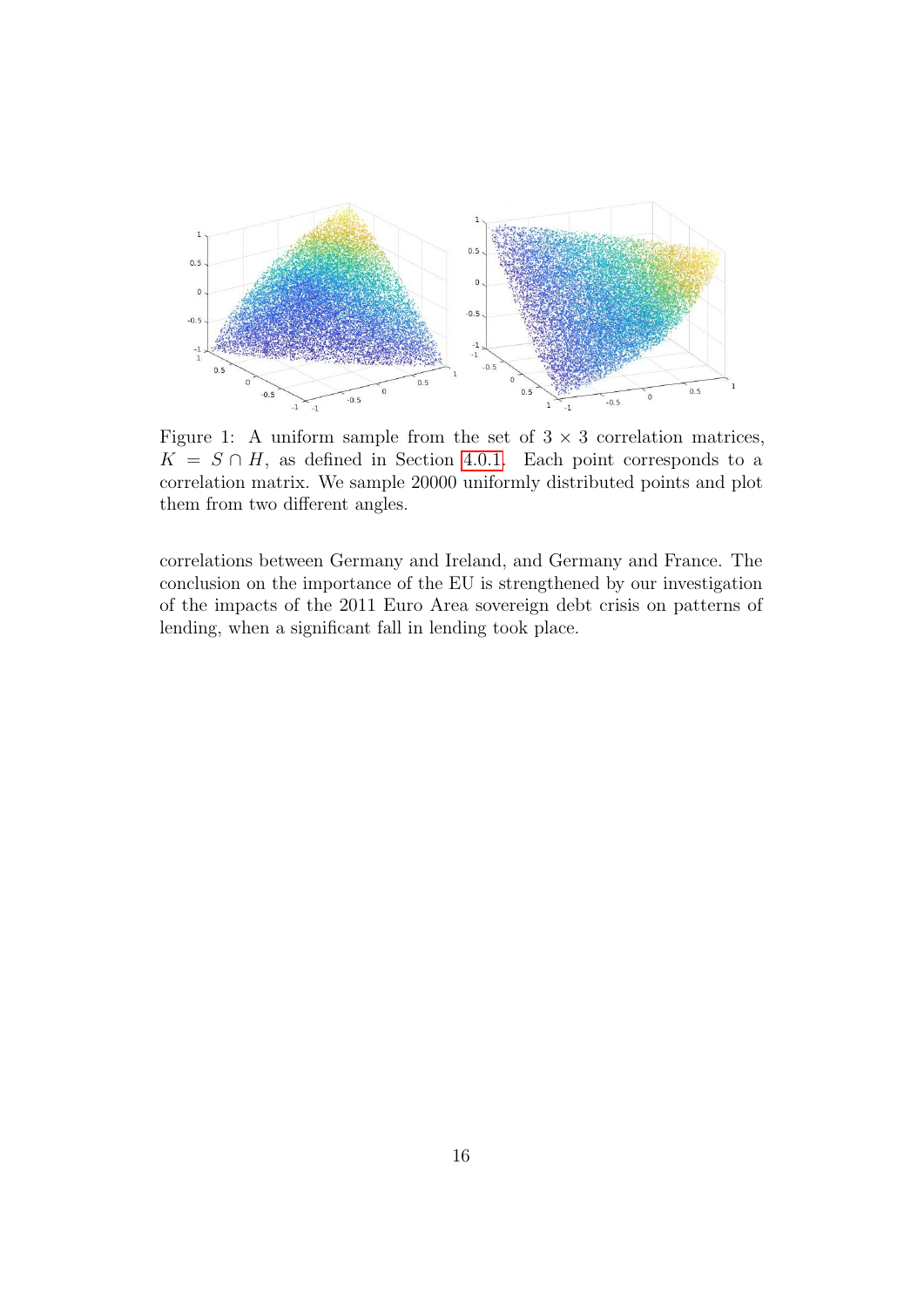Figure 1: A uniform sample from the set of $3 \times 3$ correlation matrices, $K = S \cap H$, as defined in Section 4.0.1. Each point corresponds to a correlation matrix. We sample 20000 uniformly distributed points and plot them from two different angles.

correlations between Germany and Ireland, and Germany and France. The conclusion on the importance of the EU is strengthened by our investigation of the impacts of the 2011 Euro Area sovereign debt crisis on patterns of lending, when a significant fall in lending took place.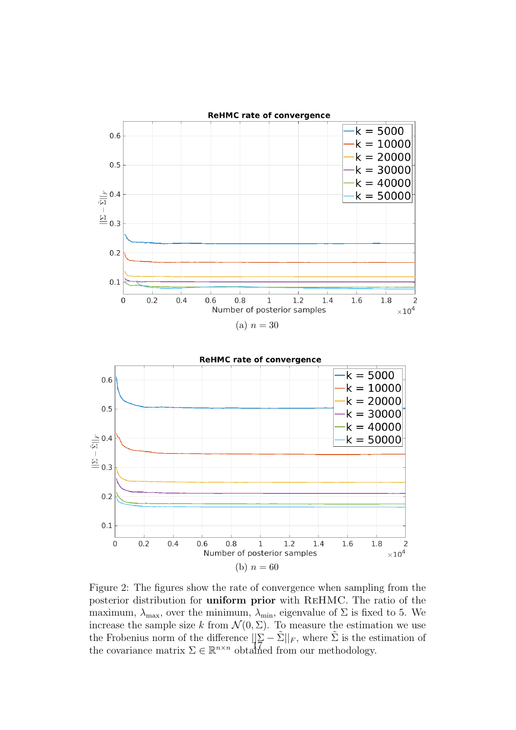(a) $n = 30$

(b) $n = 60$

Figure 2: The figures show the rate of convergence when sampling from the posterior distribution for **uniform prior** with ReHMC. The ratio of the maximum, $\lambda_{\max}$, over the minimum, $\lambda_{\min}$, eigenvalue of $\Sigma$ is fixed to 5. We increase the sample size $k$ from $\mathcal{N}(0, \Sigma)$. To measure the estimation we use the Frobenius norm of the difference $||\Sigma - \tilde{\Sigma}||_F$, where $\tilde{\Sigma}$ is the estimation of the covariance matrix $\Sigma \in \mathbb{R}^{n \times n}$ obtained from our methodology.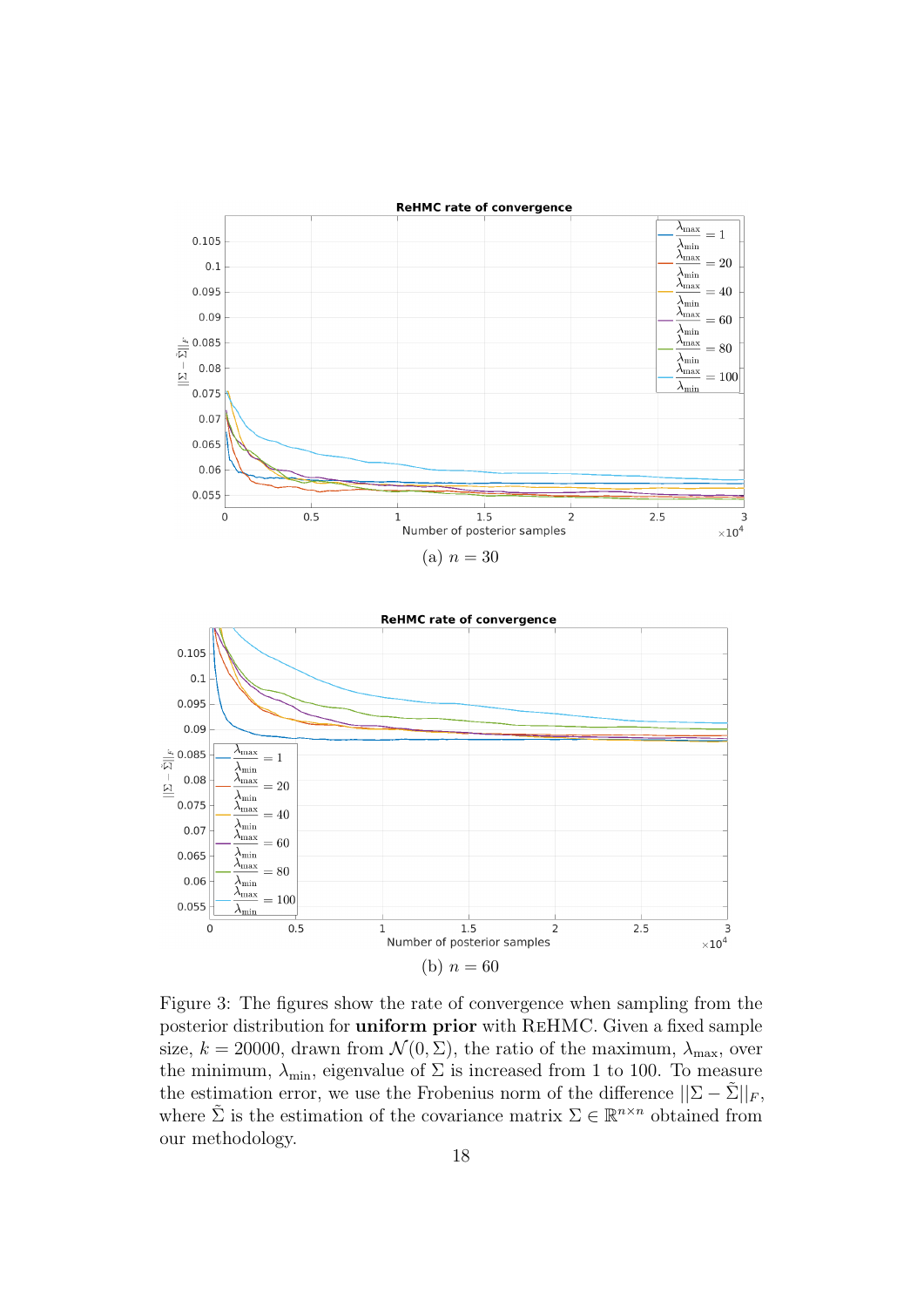(a) $n = 30$

(b) $n = 60$

Figure 3: The figures show the rate of convergence when sampling from the posterior distribution for **uniform prior** with ReHMC. Given a fixed sample size, $k = 20000$, drawn from $\mathcal{N}(0, \Sigma)$, the ratio of the maximum, $\lambda_{\max}$, over the minimum, $\lambda_{\min}$, eigenvalue of $\Sigma$ is increased from 1 to 100. To measure the estimation error, we use the Frobenius norm of the difference $||\Sigma - \tilde{\Sigma}||_F$, where $\tilde{\Sigma}$ is the estimation of the covariance matrix $\Sigma \in \mathbb{R}^{n \times n}$ obtained from our methodology.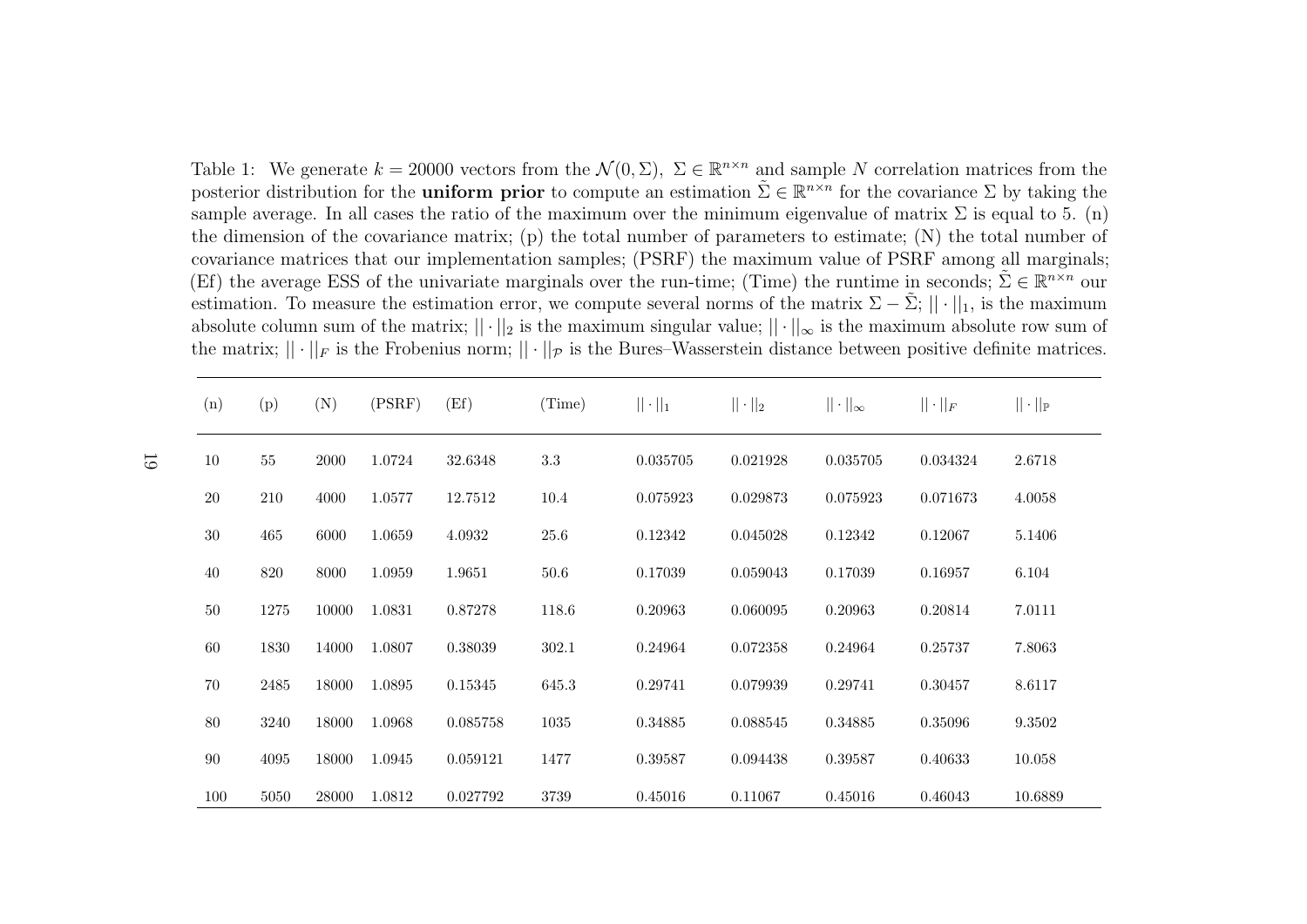Table 1: We generate $k = 20000$ vectors from the $\mathcal{N}(0, \Sigma)$, $\Sigma \in \mathbb{R}^{n \times n}$ and sample $N$ correlation matrices from the posterior distribution for the **uniform prior** to compute an estimation $\tilde{\Sigma} \in \mathbb{R}^{n \times n}$ for the covariance $\Sigma$ by taking the sample average. In all cases the ratio of the maximum over the minimum eigenvalue of matrix $\Sigma$ is equal to 5. (n) the dimension of the covariance matrix; (p) the total number of parameters to estimate; (N) the total number of covariance matrices that our implementation samples; (PSRF) the maximum value of PSRF among all marginals; (Ef) the average ESS of the univariate marginals over the run-time; (Time) the runtime in seconds; $\tilde{\Sigma} \in \mathbb{R}^{n \times n}$ our estimation. To measure the estimation error, we compute several norms of the matrix $\Sigma - \tilde{\Sigma}$; $|| \cdot ||_1$, is the maximum absolute column sum of the matrix; $|| \cdot ||_2$ is the maximum singular value; $|| \cdot ||_\infty$ is the maximum absolute row sum of the matrix; $|| \cdot ||_F$ is the Frobenius norm; $|| \cdot ||_\mathcal{P}$ is the Bures–Wasserstein distance between positive definite matrices.

| (n) | (p) | (N) | (PSRF) | (Ef) | (Time) | $\|\| \cdot \|\|_1$ | $\|\| \cdot \|\|_2$ | $\|\| \cdot \|\|_\infty$ | $\|\| \cdot \|\|_F$ | $\|\| \cdot \|\|_\mathbb{P}$ |
|---|---|---|---|---|---|---|---|---|---|---|
| 10 | 55 | 2000 | 1.0724 | 32.6348 | 3.3 | 0.035705 | 0.021928 | 0.035705 | 0.034324 | 2.6718 |
| 20 | 210 | 4000 | 1.0577 | 12.7512 | 10.4 | 0.075923 | 0.029873 | 0.075923 | 0.071673 | 4.0058 |
| 30 | 465 | 6000 | 1.0659 | 4.0932 | 25.6 | 0.12342 | 0.045028 | 0.12342 | 0.12067 | 5.1406 |
| 40 | 820 | 8000 | 1.0959 | 1.9651 | 50.6 | 0.17039 | 0.059043 | 0.17039 | 0.16957 | 6.104 |
| 50 | 1275 | 10000 | 1.0831 | 0.87278 | 118.6 | 0.20963 | 0.060095 | 0.20963 | 0.20814 | 7.0111 |
| 60 | 1830 | 14000 | 1.0807 | 0.38039 | 302.1 | 0.24964 | 0.072358 | 0.24964 | 0.25737 | 7.8063 |
| 70 | 2485 | 18000 | 1.0895 | 0.15345 | 645.3 | 0.29741 | 0.079939 | 0.29741 | 0.30457 | 8.6117 |
| 80 | 3240 | 18000 | 1.0968 | 0.085758 | 1035 | 0.34885 | 0.088545 | 0.34885 | 0.35096 | 9.3502 |
| 90 | 4095 | 18000 | 1.0945 | 0.059121 | 1477 | 0.39587 | 0.094438 | 0.39587 | 0.40633 | 10.058 |
| 100 | 5050 | 28000 | 1.0812 | 0.027792 | 3739 | 0.45016 | 0.11067 | 0.45016 | 0.46043 | 10.6889 |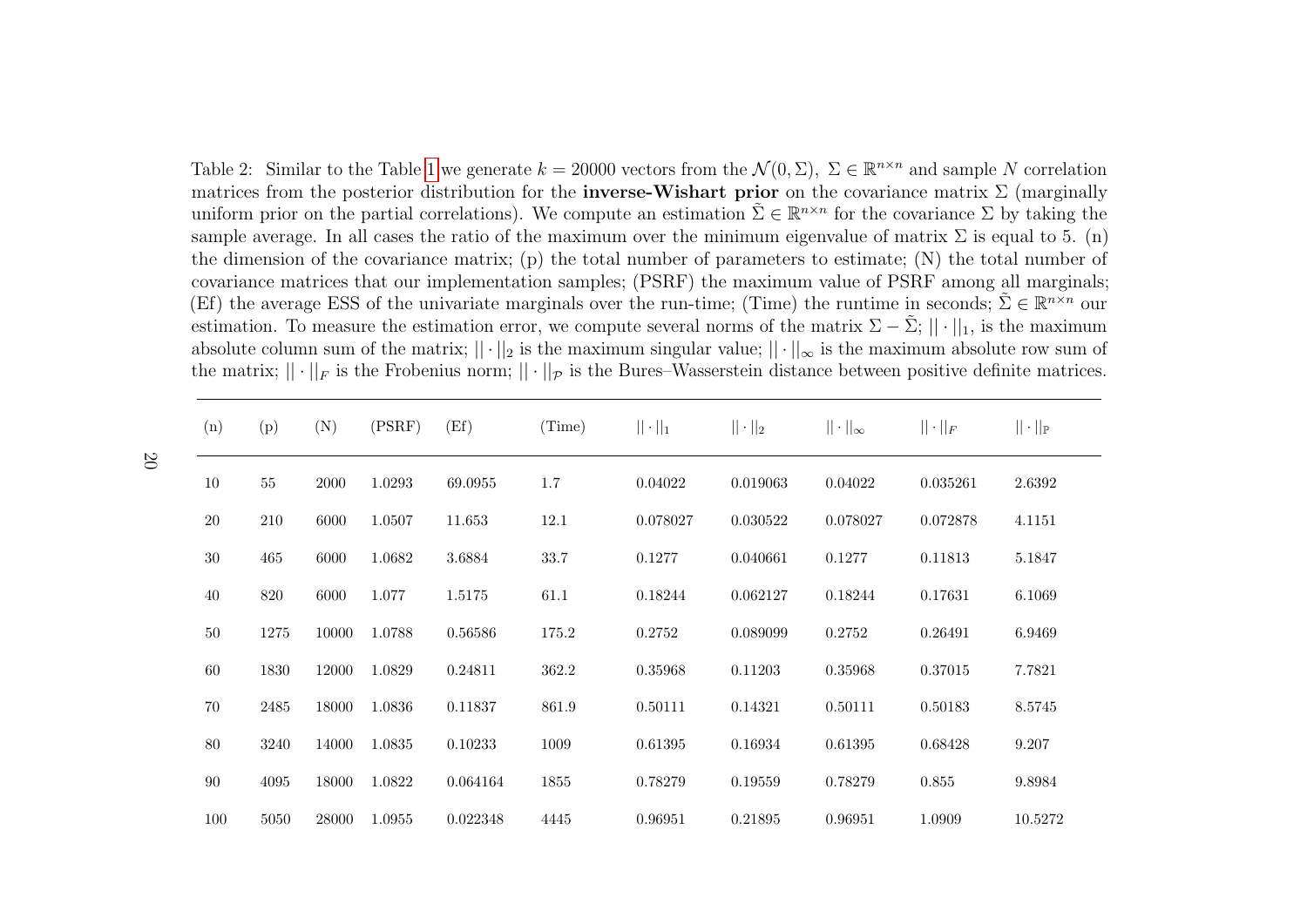Table 2: Similar to the Table 1 we generate $k = 20000$ vectors from the $\mathcal{N}(0, \Sigma)$, $\Sigma \in \mathbb{R}^{n \times n}$ and sample $N$ correlation matrices from the posterior distribution for the **inverse-Wishart prior** on the covariance matrix $\Sigma$ (marginally uniform prior on the partial correlations). We compute an estimation $\tilde{\Sigma} \in \mathbb{R}^{n \times n}$ for the covariance $\Sigma$ by taking the sample average. In all cases the ratio of the maximum over the minimum eigenvalue of matrix $\Sigma$ is equal to 5. (n) the dimension of the covariance matrix; (p) the total number of parameters to estimate; (N) the total number of covariance matrices that our implementation samples; (PSRF) the maximum value of PSRF among all marginals; (Ef) the average ESS of the univariate marginals over the run-time; (Time) the runtime in seconds; $\tilde{\Sigma} \in \mathbb{R}^{n \times n}$ our estimation. To measure the estimation error, we compute several norms of the matrix $\Sigma - \tilde{\Sigma}$; $||\cdot||_1$, is the maximum absolute column sum of the matrix; $||\cdot||_2$ is the maximum singular value; $||\cdot||_\infty$ is the maximum absolute row sum of the matrix; $||\cdot||_F$ is the Frobenius norm; $||\cdot||_\mathcal{P}$ is the Bures–Wasserstein distance between positive definite matrices.

| (n) | (p) | (N) | (PSRF) | (Ef) | (Time) | $\|\|\cdot\|\|_1$ | $\|\|\cdot\|\|_2$ | $\|\|\cdot\|\|_\infty$ | $\|\|\cdot\|\|_F$ | $\|\|\cdot\|\|_\mathbb{P}$ |
|---|---|---|---|---|---|---|---|---|---|---|
| 10 | 55 | 2000 | 1.0293 | 69.0955 | 1.7 | 0.04022 | 0.019063 | 0.04022 | 0.035261 | 2.6392 |
| 20 | 210 | 6000 | 1.0507 | 11.653 | 12.1 | 0.078027 | 0.030522 | 0.078027 | 0.072878 | 4.1151 |
| 30 | 465 | 6000 | 1.0682 | 3.6884 | 33.7 | 0.1277 | 0.040661 | 0.1277 | 0.11813 | 5.1847 |
| 40 | 820 | 6000 | 1.077 | 1.5175 | 61.1 | 0.18244 | 0.062127 | 0.18244 | 0.17631 | 6.1069 |
| 50 | 1275 | 10000 | 1.0788 | 0.56586 | 175.2 | 0.2752 | 0.089099 | 0.2752 | 0.26491 | 6.9469 |
| 60 | 1830 | 12000 | 1.0829 | 0.24811 | 362.2 | 0.35968 | 0.11203 | 0.35968 | 0.37015 | 7.7821 |
| 70 | 2485 | 18000 | 1.0836 | 0.11837 | 861.9 | 0.50111 | 0.14321 | 0.50111 | 0.50183 | 8.5745 |
| 80 | 3240 | 14000 | 1.0835 | 0.10233 | 1009 | 0.61395 | 0.16934 | 0.61395 | 0.68428 | 9.207 |
| 90 | 4095 | 18000 | 1.0822 | 0.064164 | 1855 | 0.78279 | 0.19559 | 0.78279 | 0.855 | 9.8984 |
| 100 | 5050 | 28000 | 1.0955 | 0.022348 | 4445 | 0.96951 | 0.21895 | 0.96951 | 1.0909 | 10.5272 |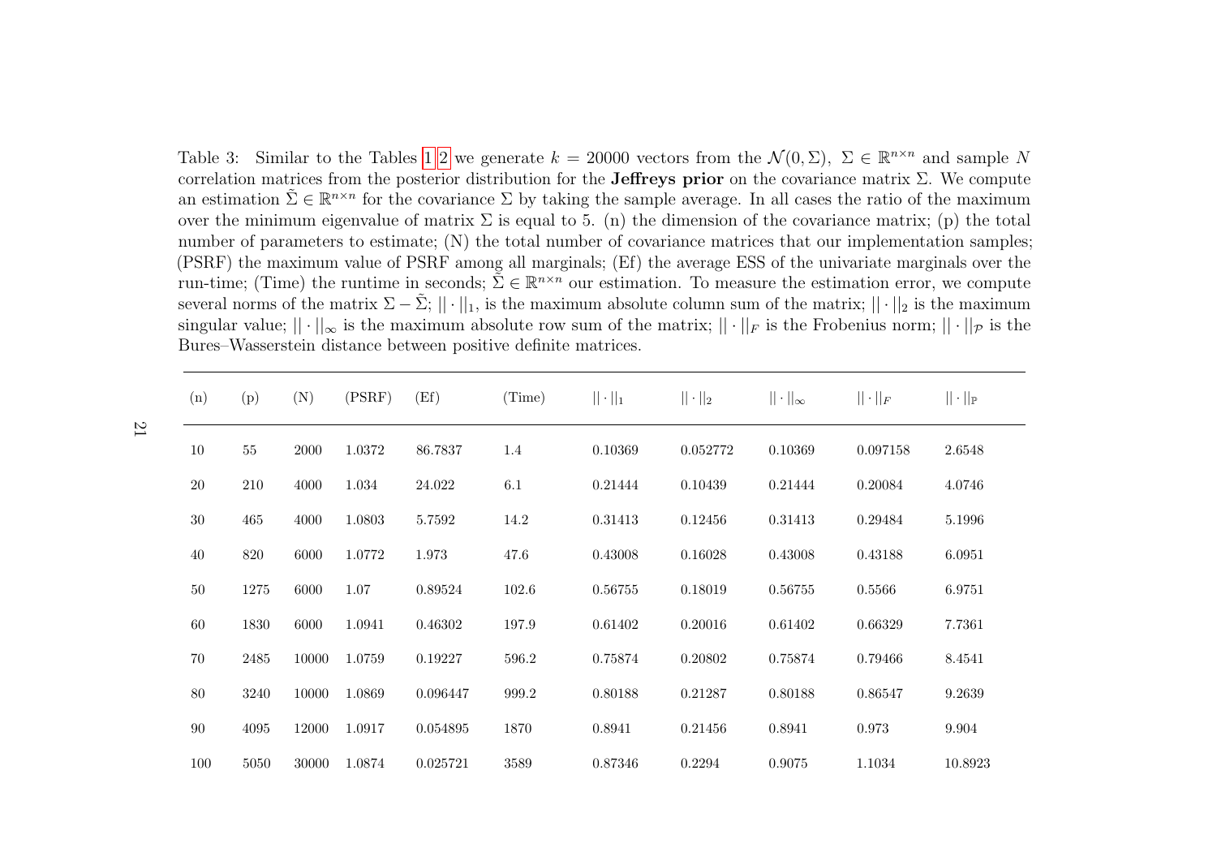Table 3: Similar to the Tables 1, 2 we generate $k = 20000$ vectors from the $\mathcal{N}(0, \Sigma)$, $\Sigma \in \mathbb{R}^{n \times n}$ and sample $N$ correlation matrices from the posterior distribution for the **Jeffreys prior** on the covariance matrix $\Sigma$. We compute an estimation $\tilde{\Sigma} \in \mathbb{R}^{n \times n}$ for the covariance $\Sigma$ by taking the sample average. In all cases the ratio of the maximum over the minimum eigenvalue of matrix $\Sigma$ is equal to 5. (n) the dimension of the covariance matrix; (p) the total number of parameters to estimate; (N) the total number of covariance matrices that our implementation samples; (PSRF) the maximum value of PSRF among all marginals; (Ef) the average ESS of the univariate marginals over the run-time; (Time) the runtime in seconds; $\tilde{\Sigma} \in \mathbb{R}^{n \times n}$ our estimation. To measure the estimation error, we compute several norms of the matrix $\Sigma - \tilde{\Sigma}$; $||\cdot||_1$, is the maximum absolute column sum of the matrix; $||\cdot||_2$ is the maximum singular value; $||\cdot||_\infty$ is the maximum absolute row sum of the matrix; $||\cdot||_F$ is the Frobenius norm; $||\cdot||_{\mathcal{P}}$ is the Bures–Wasserstein distance between positive definite matrices.

| (n) | (p) | (N) | (PSRF) | (Ef) | (Time) | $\|\|\cdot\|\|_1$ | $\|\|\cdot\|\|_2$ | $\|\|\cdot\|\|_\infty$ | $\|\|\cdot\|\|_F$ | $\|\|\cdot\|\|_{\mathbb{P}}$ |
|---|---|---|---|---|---|---|---|---|---|---|
| 10 | 55 | 2000 | 1.0372 | 86.7837 | 1.4 | 0.10369 | 0.052772 | 0.10369 | 0.097158 | 2.6548 |
| 20 | 210 | 4000 | 1.034 | 24.022 | 6.1 | 0.21444 | 0.10439 | 0.21444 | 0.20084 | 4.0746 |
| 30 | 465 | 4000 | 1.0803 | 5.7592 | 14.2 | 0.31413 | 0.12456 | 0.31413 | 0.29484 | 5.1996 |
| 40 | 820 | 6000 | 1.0772 | 1.973 | 47.6 | 0.43008 | 0.16028 | 0.43008 | 0.43188 | 6.0951 |
| 50 | 1275 | 6000 | 1.07 | 0.89524 | 102.6 | 0.56755 | 0.18019 | 0.56755 | 0.5566 | 6.9751 |
| 60 | 1830 | 6000 | 1.0941 | 0.46302 | 197.9 | 0.61402 | 0.20016 | 0.61402 | 0.66329 | 7.7361 |
| 70 | 2485 | 10000 | 1.0759 | 0.19227 | 596.2 | 0.75874 | 0.20802 | 0.75874 | 0.79466 | 8.4541 |
| 80 | 3240 | 10000 | 1.0869 | 0.096447 | 999.2 | 0.80188 | 0.21287 | 0.80188 | 0.86547 | 9.2639 |
| 90 | 4095 | 12000 | 1.0917 | 0.054895 | 1870 | 0.8941 | 0.21456 | 0.8941 | 0.973 | 9.904 |
| 100 | 5050 | 30000 | 1.0874 | 0.025721 | 3589 | 0.87346 | 0.2294 | 0.9075 | 1.1034 | 10.8923 |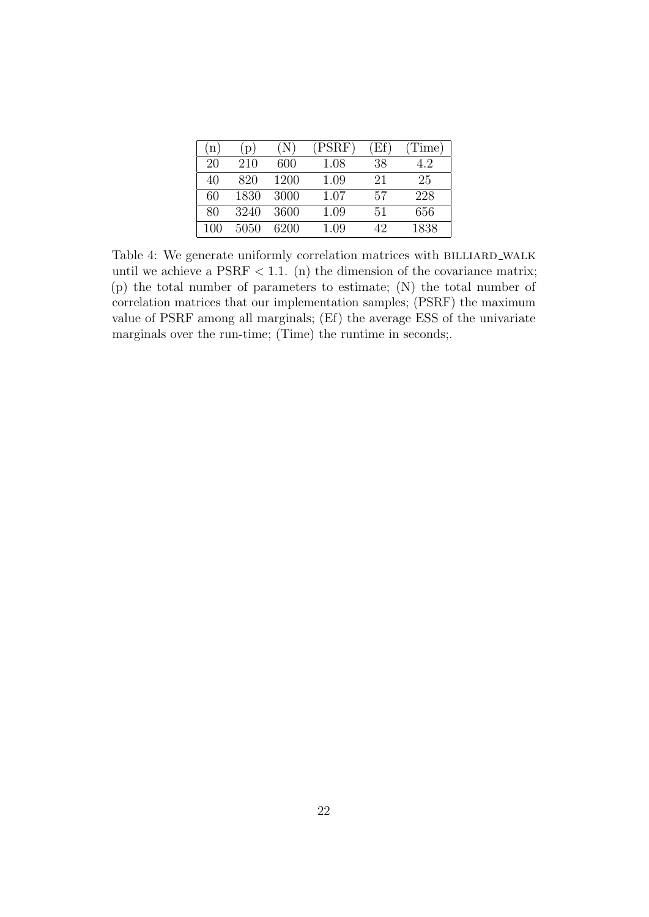| (n) | (p) | (N) | (PSRF) | (Ef) | (Time) |
|---|---|---|---|---|---|
| 20 | 210 | 600 | 1.08 | 38 | 4.2 |
| 40 | 820 | 1200 | 1.09 | 21 | 25 |
| 60 | 1830 | 3000 | 1.07 | 57 | 228 |
| 80 | 3240 | 3600 | 1.09 | 51 | 656 |
| 100 | 5050 | 6200 | 1.09 | 42 | 1838 |

Table 4: We generate uniformly correlation matrices with BILLIARD_WALK until we achieve a PSRF $< 1.1$. (n) the dimension of the covariance matrix; (p) the total number of parameters to estimate; (N) the total number of correlation matrices that our implementation samples; (PSRF) the maximum value of PSRF among all marginals; (Ef) the average ESS of the univariate marginals over the run-time; (Time) the runtime in seconds;.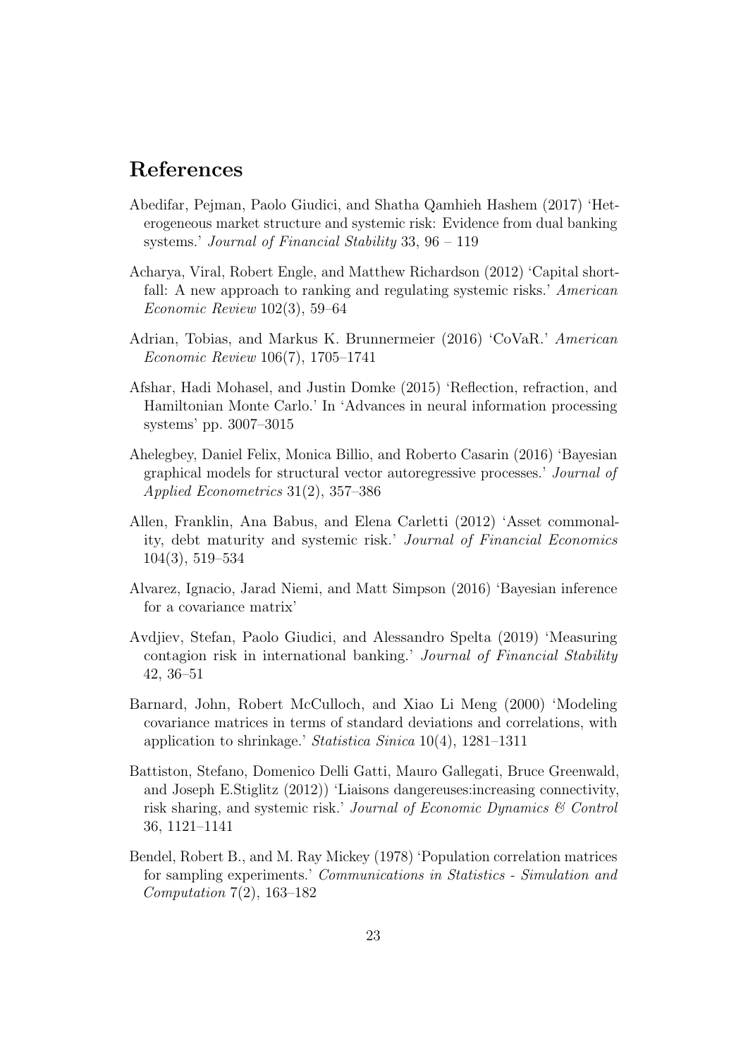## References

Abedifar, Pejman, Paolo Giudici, and Shatha Qamhieh Hashem (2017) 'Heterogeneous market structure and systemic risk: Evidence from dual banking systems.' *Journal of Financial Stability* 33, 96 – 119

Acharya, Viral, Robert Engle, and Matthew Richardson (2012) 'Capital shortfall: A new approach to ranking and regulating systemic risks.' *American Economic Review* 102(3), 59–64

Adrian, Tobias, and Markus K. Brunnermeier (2016) 'CoVaR.' *American Economic Review* 106(7), 1705–1741

Afshar, Hadi Mohasel, and Justin Domke (2015) 'Reflection, refraction, and Hamiltonian Monte Carlo.' In 'Advances in neural information processing systems' pp. 3007–3015

Ahelegbey, Daniel Felix, Monica Billio, and Roberto Casarin (2016) 'Bayesian graphical models for structural vector autoregressive processes.' *Journal of Applied Econometrics* 31(2), 357–386

Allen, Franklin, Ana Babus, and Elena Carletti (2012) 'Asset commonality, debt maturity and systemic risk.' *Journal of Financial Economics* 104(3), 519–534

Alvarez, Ignacio, Jarad Niemi, and Matt Simpson (2016) 'Bayesian inference for a covariance matrix'

Avdjiev, Stefan, Paolo Giudici, and Alessandro Spelta (2019) 'Measuring contagion risk in international banking.' *Journal of Financial Stability* 42, 36–51

Barnard, John, Robert McCulloch, and Xiao Li Meng (2000) 'Modeling covariance matrices in terms of standard deviations and correlations, with application to shrinkage.' *Statistica Sinica* 10(4), 1281–1311

Battiston, Stefano, Domenico Delli Gatti, Mauro Gallegati, Bruce Greenwald, and Joseph E.Stiglitz (2012)) 'Liaisons dangereuses:increasing connectivity, risk sharing, and systemic risk.' *Journal of Economic Dynamics & Control* 36, 1121–1141

Bendel, Robert B., and M. Ray Mickey (1978) 'Population correlation matrices for sampling experiments.' *Communications in Statistics - Simulation and Computation* 7(2), 163–182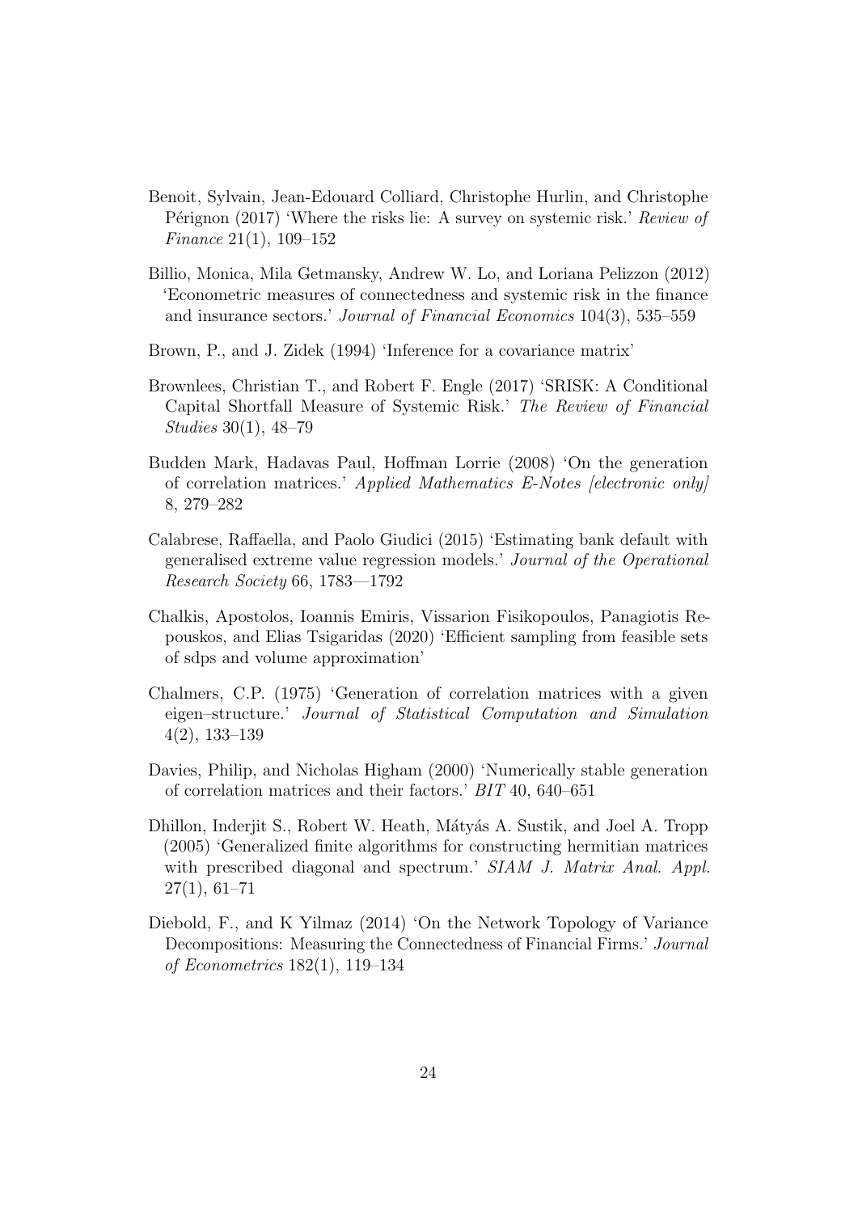Benoit, Sylvain, Jean-Edouard Colliard, Christophe Hurlin, and Christophe Pérignon (2017) 'Where the risks lie: A survey on systemic risk.' *Review of Finance* 21(1), 109–152

Billio, Monica, Mila Getmansky, Andrew W. Lo, and Loriana Pelizzon (2012) 'Econometric measures of connectedness and systemic risk in the finance and insurance sectors.' *Journal of Financial Economics* 104(3), 535–559

Brown, P., and J. Zidek (1994) 'Inference for a covariance matrix'

Brownlees, Christian T., and Robert F. Engle (2017) 'SRISK: A Conditional Capital Shortfall Measure of Systemic Risk.' *The Review of Financial Studies* 30(1), 48–79

Budden Mark, Hadavas Paul, Hoffman Lorrie (2008) 'On the generation of correlation matrices.' *Applied Mathematics E-Notes [electronic only]* 8, 279–282

Calabrese, Raffaella, and Paolo Giudici (2015) 'Estimating bank default with generalised extreme value regression models.' *Journal of the Operational Research Society* 66, 1783—1792

Chalkis, Apostolos, Ioannis Emiris, Vissarion Fisikopoulos, Panagiotis Repouskos, and Elias Tsigaridas (2020) 'Efficient sampling from feasible sets of sdps and volume approximation'

Chalmers, C.P. (1975) 'Generation of correlation matrices with a given eigen–structure.' *Journal of Statistical Computation and Simulation* 4(2), 133–139

Davies, Philip, and Nicholas Higham (2000) 'Numerically stable generation of correlation matrices and their factors.' *BIT* 40, 640–651

Dhillon, Inderjit S., Robert W. Heath, Mátyás A. Sustik, and Joel A. Tropp (2005) 'Generalized finite algorithms for constructing hermitian matrices with prescribed diagonal and spectrum.' *SIAM J. Matrix Anal. Appl.* 27(1), 61–71

Diebold, F., and K Yilmaz (2014) 'On the Network Topology of Variance Decompositions: Measuring the Connectedness of Financial Firms.' *Journal of Econometrics* 182(1), 119–134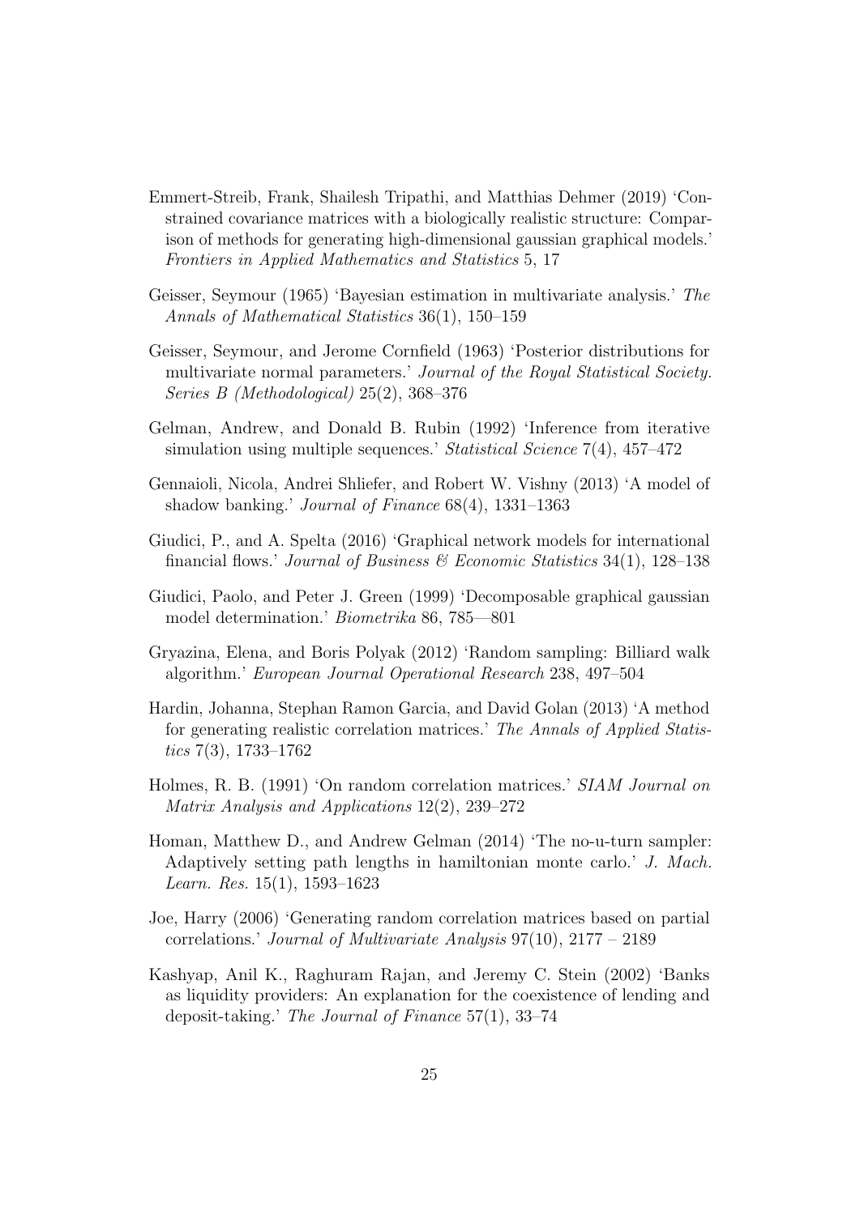Emmert-Streib, Frank, Shailesh Tripathi, and Matthias Dehmer (2019) 'Constrained covariance matrices with a biologically realistic structure: Comparison of methods for generating high-dimensional gaussian graphical models.' *Frontiers in Applied Mathematics and Statistics* 5, 17

Geisser, Seymour (1965) 'Bayesian estimation in multivariate analysis.' *The Annals of Mathematical Statistics* 36(1), 150–159

Geisser, Seymour, and Jerome Cornfield (1963) 'Posterior distributions for multivariate normal parameters.' *Journal of the Royal Statistical Society. Series B (Methodological)* 25(2), 368–376

Gelman, Andrew, and Donald B. Rubin (1992) 'Inference from iterative simulation using multiple sequences.' *Statistical Science* 7(4), 457–472

Gennaioli, Nicola, Andrei Shliefer, and Robert W. Vishny (2013) 'A model of shadow banking.' *Journal of Finance* 68(4), 1331–1363

Giudici, P., and A. Spelta (2016) 'Graphical network models for international financial flows.' *Journal of Business & Economic Statistics* 34(1), 128–138

Giudici, Paolo, and Peter J. Green (1999) 'Decomposable graphical gaussian model determination.' *Biometrika* 86, 785—801

Gryazina, Elena, and Boris Polyak (2012) 'Random sampling: Billiard walk algorithm.' *European Journal Operational Research* 238, 497–504

Hardin, Johanna, Stephan Ramon Garcia, and David Golan (2013) 'A method for generating realistic correlation matrices.' *The Annals of Applied Statistics* 7(3), 1733–1762

Holmes, R. B. (1991) 'On random correlation matrices.' *SIAM Journal on Matrix Analysis and Applications* 12(2), 239–272

Homan, Matthew D., and Andrew Gelman (2014) 'The no-u-turn sampler: Adaptively setting path lengths in hamiltonian monte carlo.' *J. Mach. Learn. Res.* 15(1), 1593–1623

Joe, Harry (2006) 'Generating random correlation matrices based on partial correlations.' *Journal of Multivariate Analysis* 97(10), 2177 – 2189

Kashyap, Anil K., Raghuram Rajan, and Jeremy C. Stein (2002) 'Banks as liquidity providers: An explanation for the coexistence of lending and deposit-taking.' *The Journal of Finance* 57(1), 33–74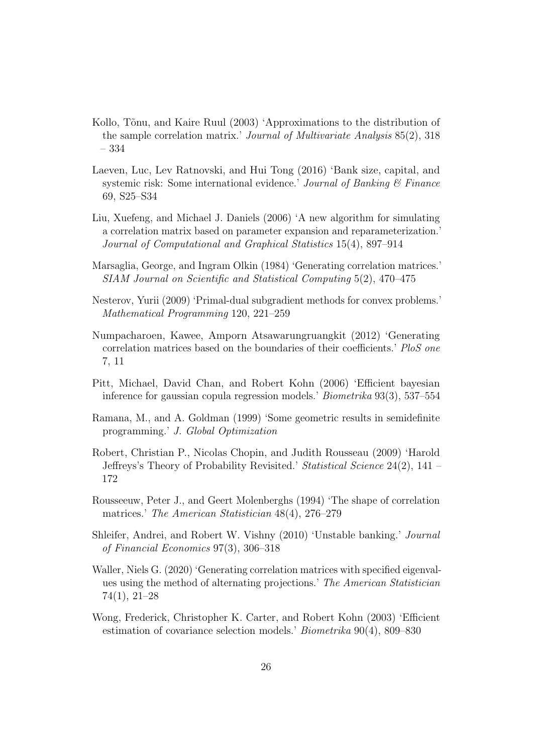Kollo, Tõnu, and Kaire Ruul (2003) 'Approximations to the distribution of the sample correlation matrix.' *Journal of Multivariate Analysis* 85(2), 318 – 334

Laeven, Luc, Lev Ratnovski, and Hui Tong (2016) 'Bank size, capital, and systemic risk: Some international evidence.' *Journal of Banking & Finance* 69, S25–S34

Liu, Xuefeng, and Michael J. Daniels (2006) 'A new algorithm for simulating a correlation matrix based on parameter expansion and reparameterization.' *Journal of Computational and Graphical Statistics* 15(4), 897–914

Marsaglia, George, and Ingram Olkin (1984) 'Generating correlation matrices.' *SIAM Journal on Scientific and Statistical Computing* 5(2), 470–475

Nesterov, Yurii (2009) 'Primal-dual subgradient methods for convex problems.' *Mathematical Programming* 120, 221–259

Numpacharoen, Kawee, Amporn Atsawarungruangkit (2012) 'Generating correlation matrices based on the boundaries of their coefficients.' *PloS one* 7, 11

Pitt, Michael, David Chan, and Robert Kohn (2006) 'Efficient bayesian inference for gaussian copula regression models.' *Biometrika* 93(3), 537–554

Ramana, M., and A. Goldman (1999) 'Some geometric results in semidefinite programming.' *J. Global Optimization*

Robert, Christian P., Nicolas Chopin, and Judith Rousseau (2009) 'Harold Jeffreys's Theory of Probability Revisited.' *Statistical Science* 24(2), 141 – 172

Rousseeuw, Peter J., and Geert Molenberghs (1994) 'The shape of correlation matrices.' *The American Statistician* 48(4), 276–279

Shleifer, Andrei, and Robert W. Vishny (2010) 'Unstable banking.' *Journal of Financial Economics* 97(3), 306–318

Waller, Niels G. (2020) 'Generating correlation matrices with specified eigenvalues using the method of alternating projections.' *The American Statistician* 74(1), 21–28

Wong, Frederick, Christopher K. Carter, and Robert Kohn (2003) 'Efficient estimation of covariance selection models.' *Biometrika* 90(4), 809–830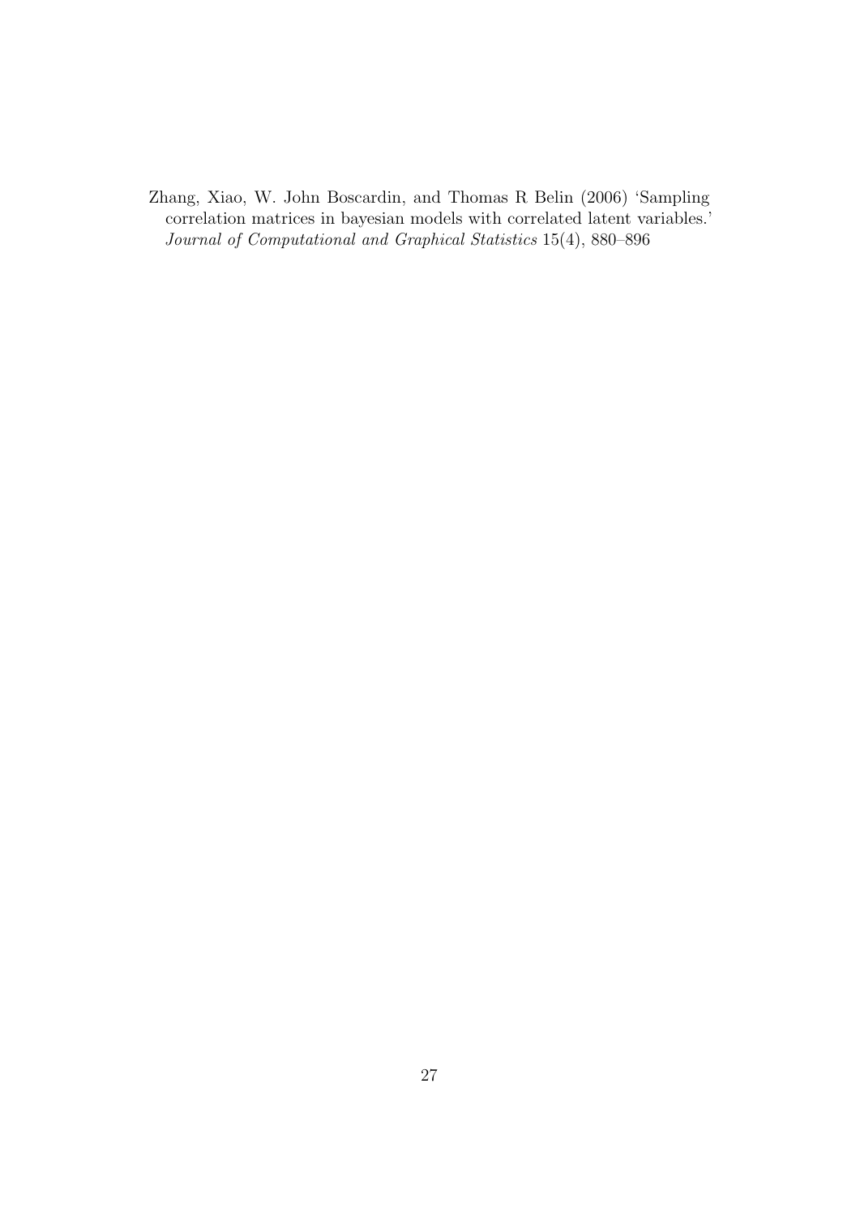Zhang, Xiao, W. John Boscardin, and Thomas R. Belin (2006) 'Sampling correlation matrices in bayesian models with correlated latent variables.' *Journal of Computational and Graphical Statistics* 15(4), 880–896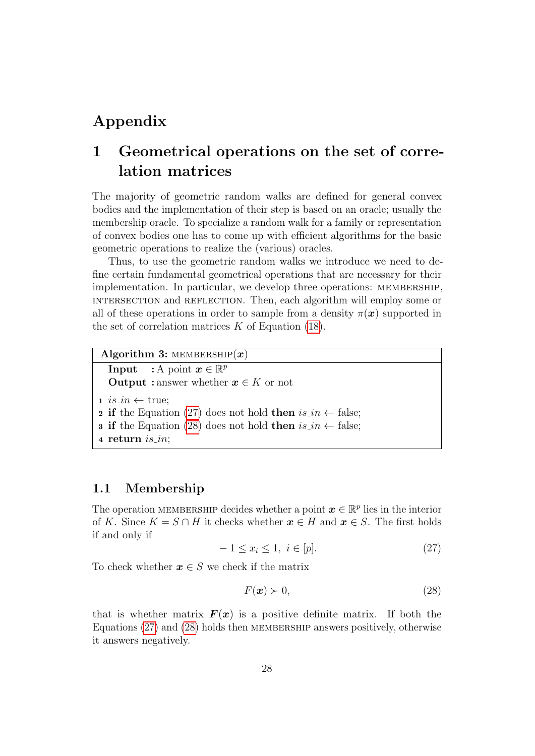# Appendix

## 1 Geometrical operations on the set of correlation matrices

The majority of geometric random walks are defined for general convex bodies and the implementation of their step is based on an oracle; usually the membership oracle. To specialize a random walk for a family or representation of convex bodies one has to come up with efficient algorithms for the basic geometric operations to realize the (various) oracles.

Thus, to use the geometric random walks we introduce we need to define certain fundamental geometrical operations that are necessary for their implementation. In particular, we develop three operations: MEMBERSHIP, INTERSECTION and REFLECTION. Then, each algorithm will employ some or all of these operations in order to sample from a density $\pi(\boldsymbol{x})$ supported in the set of correlation matrices $K$ of Equation (18).

**Algorithm 3:** MEMBERSHIP($\boldsymbol{x}$)

**Input** : A point $\boldsymbol{x} \in \mathbb{R}^p$
**Output** : answer whether $\boldsymbol{x} \in K$ or not

1. *is_in* ← true;
2. **if** the Equation (27) does not hold **then** *is_in* ← false;
3. **if** the Equation (28) does not hold **then** *is_in* ← false;
4. **return** *is_in*;

### 1.1 Membership

The operation MEMBERSHIP decides whether a point $\boldsymbol{x} \in \mathbb{R}^p$ lies in the interior of $K$. Since $K = S \cap H$ it checks whether $\boldsymbol{x} \in H$ and $\boldsymbol{x} \in S$. The first holds if and only if

$$-1 \leq x_i \leq 1, \; i \in [p]. \tag{27}$$

To check whether $\boldsymbol{x} \in S$ we check if the matrix

$$F(\boldsymbol{x}) \succ 0, \tag{28}$$

that is whether matrix $\boldsymbol{F}(\boldsymbol{x})$ is a positive definite matrix. If both the Equations (27) and (28) holds then MEMBERSHIP answers positively, otherwise it answers negatively.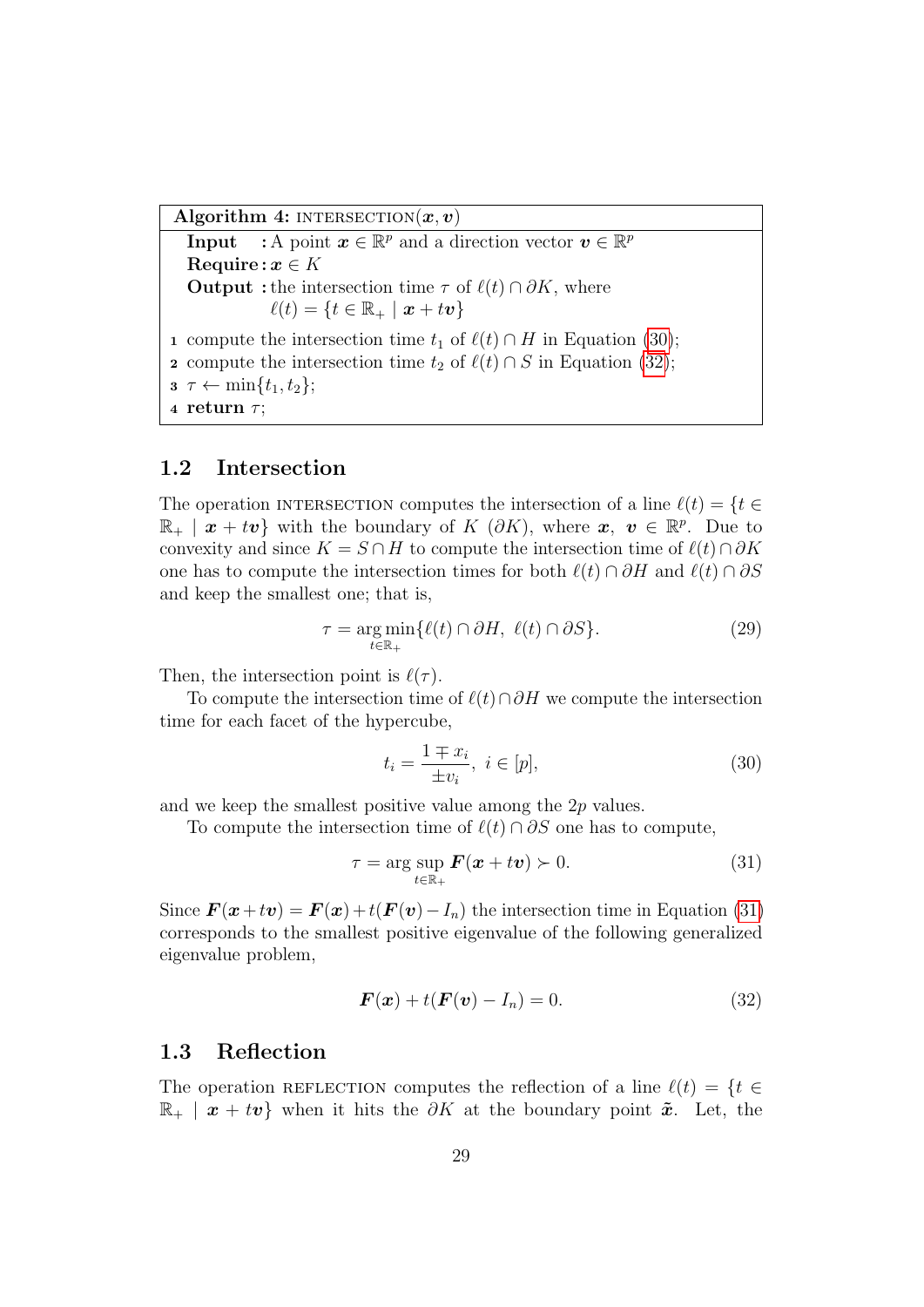**Algorithm 4:** INTERSECTION($\boldsymbol{x}, \boldsymbol{v}$)

**Input** : A point $\boldsymbol{x} \in \mathbb{R}^p$ and a direction vector $\boldsymbol{v} \in \mathbb{R}^p$
**Require** : $\boldsymbol{x} \in K$
**Output** : the intersection time $\tau$ of $\ell(t) \cap \partial K$, where $\ell(t) = \{t \in \mathbb{R}_+ \mid \boldsymbol{x} + t\boldsymbol{v}\}$

1. compute the intersection time $t_1$ of $\ell(t) \cap H$ in Equation (30);
2. compute the intersection time $t_2$ of $\ell(t) \cap S$ in Equation (32);
3. $\tau \leftarrow \min\{t_1, t_2\}$;
4. **return** $\tau$;

## 1.2 Intersection

The operation INTERSECTION computes the intersection of a line $\ell(t) = \{t \in \mathbb{R}_+ \mid \boldsymbol{x} + t\boldsymbol{v}\}$ with the boundary of $K$ ($\partial K$), where $\boldsymbol{x}$, $\boldsymbol{v} \in \mathbb{R}^p$. Due to convexity and since $K = S \cap H$ to compute the intersection time of $\ell(t) \cap \partial K$ one has to compute the intersection times for both $\ell(t) \cap \partial H$ and $\ell(t) \cap \partial S$ and keep the smallest one; that is,

$$\tau = \underset{t \in \mathbb{R}_+}{\arg\min}\{\ell(t) \cap \partial H,\ \ell(t) \cap \partial S\}. \tag{29}$$

Then, the intersection point is $\ell(\tau)$.

To compute the intersection time of $\ell(t) \cap \partial H$ we compute the intersection time for each facet of the hypercube,

$$t_i = \frac{1 \mp x_i}{\pm v_i},\ i \in [p], \tag{30}$$

and we keep the smallest positive value among the $2p$ values.

To compute the intersection time of $\ell(t) \cap \partial S$ one has to compute,

$$\tau = \arg\sup_{t \in \mathbb{R}_+} \boldsymbol{F}(\boldsymbol{x} + t\boldsymbol{v}) \succ 0. \tag{31}$$

Since $\boldsymbol{F}(\boldsymbol{x} + t\boldsymbol{v}) = \boldsymbol{F}(\boldsymbol{x}) + t(\boldsymbol{F}(\boldsymbol{v}) - I_n)$ the intersection time in Equation (31) corresponds to the smallest positive eigenvalue of the following generalized eigenvalue problem,

$$\boldsymbol{F}(\boldsymbol{x}) + t(\boldsymbol{F}(\boldsymbol{v}) - I_n) = 0. \tag{32}$$

## 1.3 Reflection

The operation REFLECTION computes the reflection of a line $\ell(t) = \{t \in \mathbb{R}_+ \mid \boldsymbol{x} + t\boldsymbol{v}\}$ when it hits the $\partial K$ at the boundary point $\tilde{\boldsymbol{x}}$. Let, the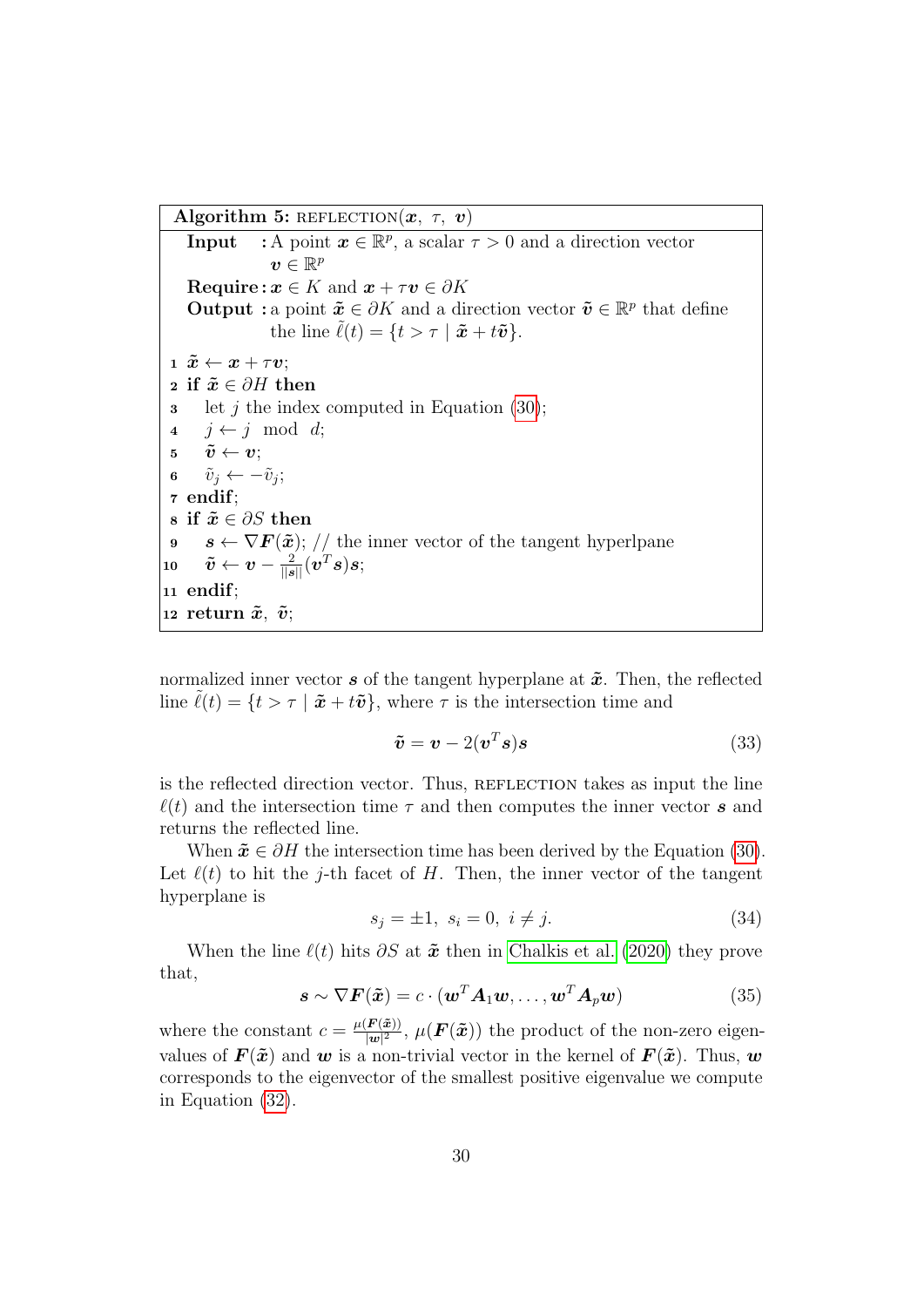**Algorithm 5:** REFLECTION($\boldsymbol{x}$, $\tau$, $\boldsymbol{v}$)

**Input** : A point $\boldsymbol{x} \in \mathbb{R}^p$, a scalar $\tau > 0$ and a direction vector $\boldsymbol{v} \in \mathbb{R}^p$

**Require** : $\boldsymbol{x} \in K$ and $\boldsymbol{x} + \tau \boldsymbol{v} \in \partial K$

**Output** : a point $\tilde{\boldsymbol{x}} \in \partial K$ and a direction vector $\tilde{\boldsymbol{v}} \in \mathbb{R}^p$ that define the line $\tilde{\ell}(t) = \{t > \tau \mid \tilde{\boldsymbol{x}} + t\tilde{\boldsymbol{v}}\}$.

```
1  x̃ ← x + τv;
2  if x̃ ∈ ∂H then
3     let j the index computed in Equation (30);
4     j ← j mod d;
5     ṽ ← v;
6     ṽ_j ← −ṽ_j;
7  endif;
8  if x̃ ∈ ∂S then
9     s ← ∇F(x̃); // the inner vector of the tangent hyperplane
10    ṽ ← v − (2/||s||)(v^T s)s;
11 endif;
12 return x̃, ṽ;
```

normalized inner vector $\boldsymbol{s}$ of the tangent hyperplane at $\tilde{\boldsymbol{x}}$. Then, the reflected line $\tilde{\ell}(t) = \{t > \tau \mid \tilde{\boldsymbol{x}} + t\tilde{\boldsymbol{v}}\}$, where $\tau$ is the intersection time and

$$\tilde{\boldsymbol{v}} = \boldsymbol{v} - 2(\boldsymbol{v}^T \boldsymbol{s})\boldsymbol{s} \tag{33}$$

is the reflected direction vector. Thus, REFLECTION takes as input the line $\ell(t)$ and the intersection time $\tau$ and then computes the inner vector $\boldsymbol{s}$ and returns the reflected line.

When $\tilde{\boldsymbol{x}} \in \partial H$ the intersection time has been derived by the Equation (30). Let $\ell(t)$ to hit the $j$-th facet of $H$. Then, the inner vector of the tangent hyperplane is

$$s_j = \pm 1, \; s_i = 0, \; i \neq j. \tag{34}$$

When the line $\ell(t)$ hits $\partial S$ at $\tilde{\boldsymbol{x}}$ then in Chalkis et al. (2020) they prove that,

$$\boldsymbol{s} \sim \nabla \boldsymbol{F}(\tilde{\boldsymbol{x}}) = c \cdot (\boldsymbol{w}^T \boldsymbol{A}_1 \boldsymbol{w}, \dots, \boldsymbol{w}^T \boldsymbol{A}_p \boldsymbol{w}) \tag{35}$$

where the constant $c = \frac{\mu(\boldsymbol{F}(\tilde{\boldsymbol{x}}))}{|\boldsymbol{w}|^2}$, $\mu(\boldsymbol{F}(\tilde{\boldsymbol{x}}))$ the product of the non-zero eigenvalues of $\boldsymbol{F}(\tilde{\boldsymbol{x}})$ and $\boldsymbol{w}$ is a non-trivial vector in the kernel of $\boldsymbol{F}(\tilde{\boldsymbol{x}})$. Thus, $\boldsymbol{w}$ corresponds to the eigenvector of the smallest positive eigenvalue we compute in Equation (32).